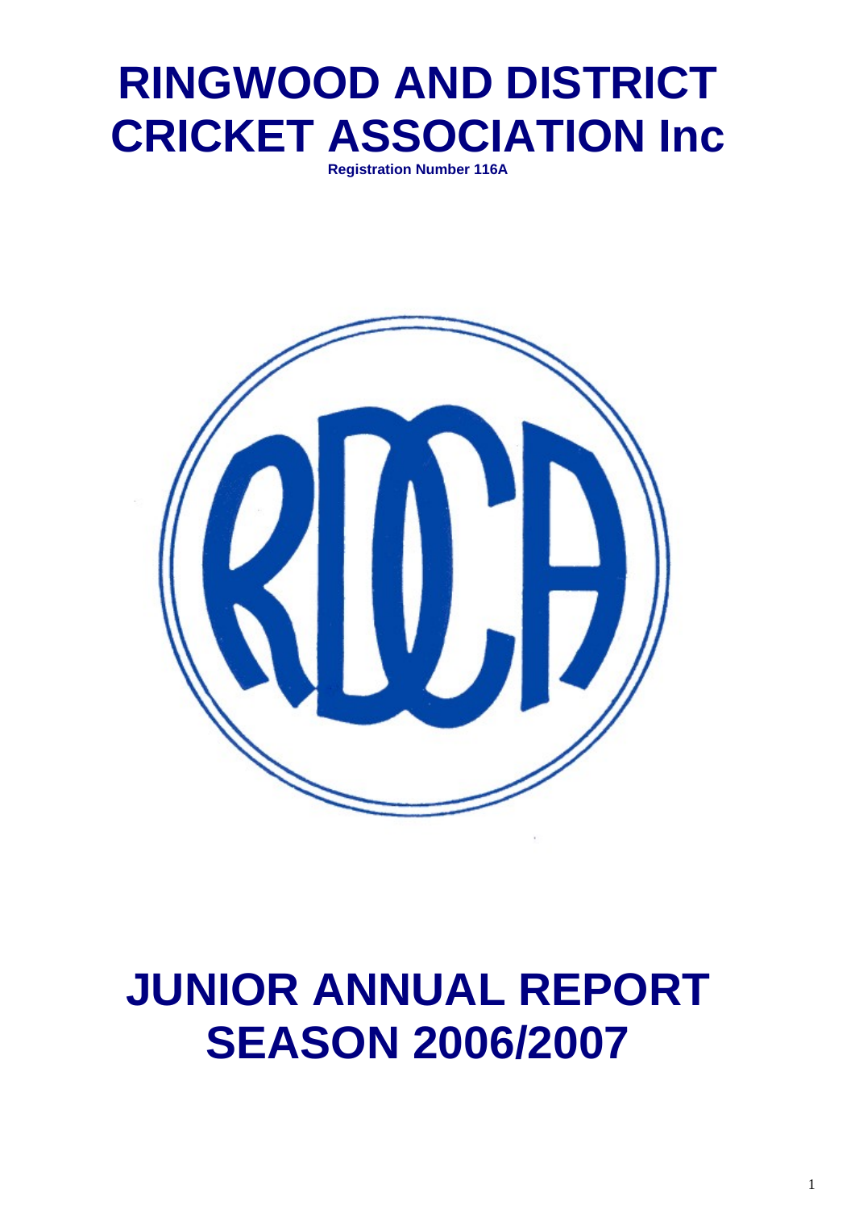# RINGWOOD AND DISTRICT CRICKET ASSOCIATION Inc

**Registration Number 116A**

# JUNIOR ANNUAL REPORT SEASON 2006/2007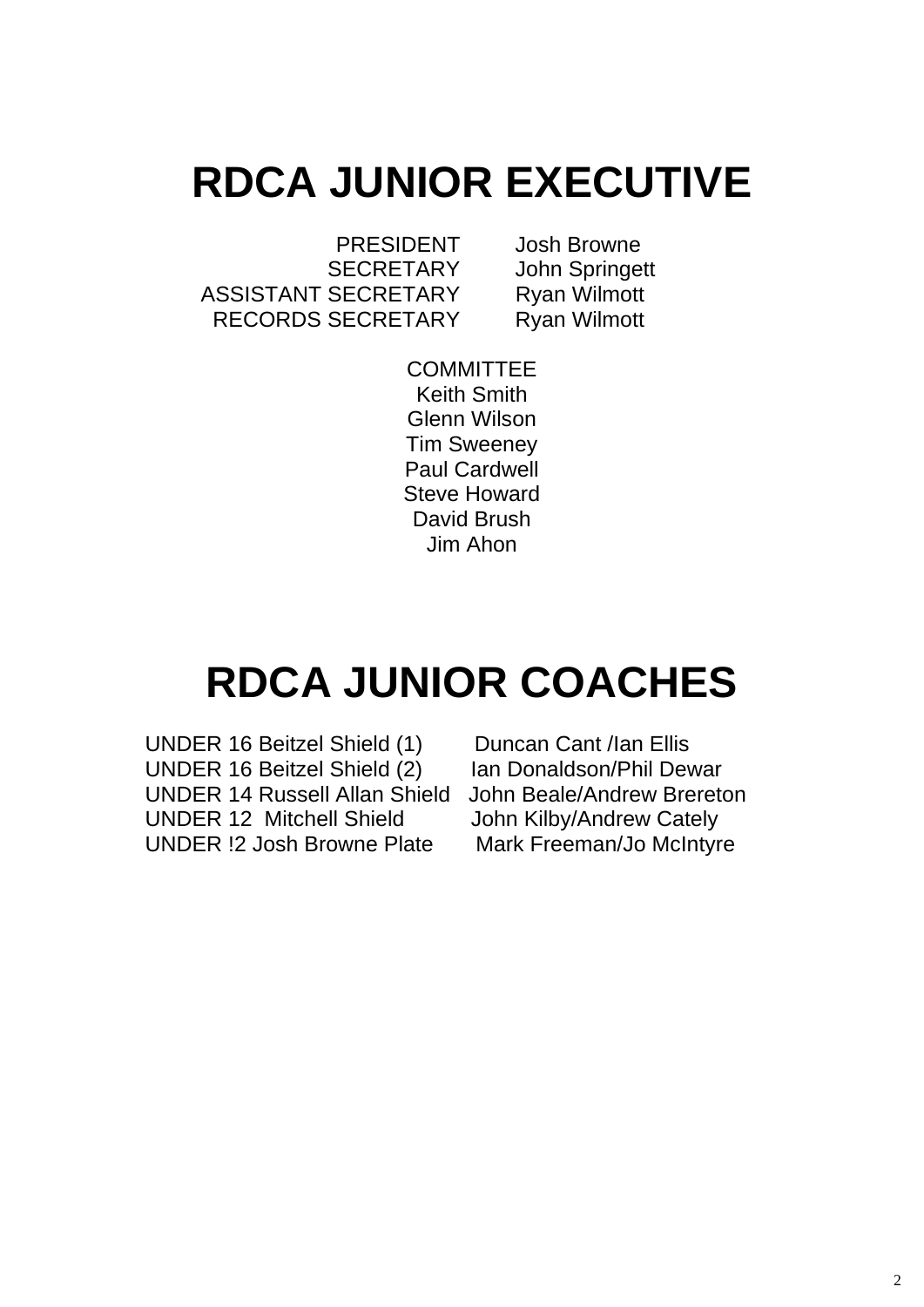# RDCA JUNIOR EXECUTIVE

| | |
|---|---|
| PRESIDENT | Josh Browne |
| SECRETARY | John Springett |
| ASSISTANT SECRETARY | Ryan Wilmott |
| RECORDS SECRETARY | Ryan Wilmott |

COMMITTEE
Keith Smith
Glenn Wilson
Tim Sweeney
Paul Cardwell
Steve Howard
David Brush
Jim Ahon

# RDCA JUNIOR COACHES

| | |
|---|---|
| UNDER 16 Beitzel Shield (1) | Duncan Cant /Ian Ellis |
| UNDER 16 Beitzel Shield (2) | Ian Donaldson/Phil Dewar |
| UNDER 14 Russell Allan Shield | John Beale/Andrew Brereton |
| UNDER 12 Mitchell Shield | John Kilby/Andrew Cately |
| UNDER !2 Josh Browne Plate | Mark Freeman/Jo McIntyre |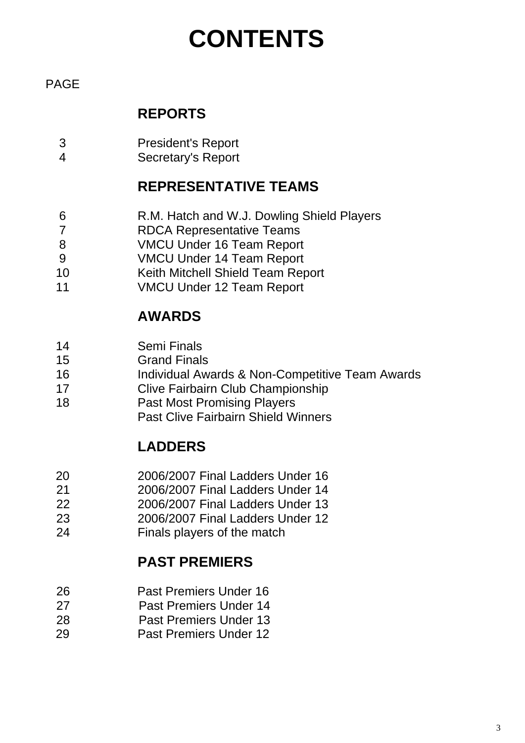# CONTENTS

| PAGE | |
|---|---|
| | **REPORTS** |
| 3 | President's Report |
| 4 | Secretary's Report |
| | **REPRESENTATIVE TEAMS** |
| 6 | R.M. Hatch and W.J. Dowling Shield Players |
| 7 | RDCA Representative Teams |
| 8 | VMCU Under 16 Team Report |
| 9 | VMCU Under 14 Team Report |
| 10 | Keith Mitchell Shield Team Report |
| 11 | VMCU Under 12 Team Report |
| | **AWARDS** |
| 14 | Semi Finals |
| 15 | Grand Finals |
| 16 | Individual Awards & Non-Competitive Team Awards |
| 17 | Clive Fairbairn Club Championship |
| 18 | Past Most Promising Players |
| | Past Clive Fairbairn Shield Winners |
| | **LADDERS** |
| 20 | 2006/2007 Final Ladders Under 16 |
| 21 | 2006/2007 Final Ladders Under 14 |
| 22 | 2006/2007 Final Ladders Under 13 |
| 23 | 2006/2007 Final Ladders Under 12 |
| 24 | Finals players of the match |
| | **PAST PREMIERS** |
| 26 | Past Premiers Under 16 |
| 27 | Past Premiers Under 14 |
| 28 | Past Premiers Under 13 |
| 29 | Past Premiers Under 12 |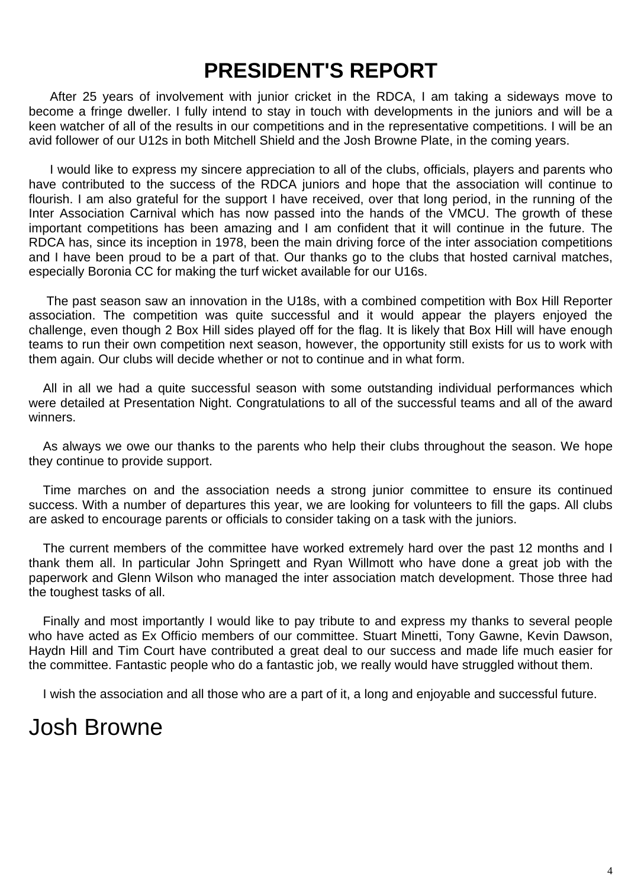# PRESIDENT'S REPORT

After 25 years of involvement with junior cricket in the RDCA, I am taking a sideways move to become a fringe dweller. I fully intend to stay in touch with developments in the juniors and will be a keen watcher of all of the results in our competitions and in the representative competitions. I will be an avid follower of our U12s in both Mitchell Shield and the Josh Browne Plate, in the coming years.

I would like to express my sincere appreciation to all of the clubs, officials, players and parents who have contributed to the success of the RDCA juniors and hope that the association will continue to flourish. I am also grateful for the support I have received, over that long period, in the running of the Inter Association Carnival which has now passed into the hands of the VMCU. The growth of these important competitions has been amazing and I am confident that it will continue in the future. The RDCA has, since its inception in 1978, been the main driving force of the inter association competitions and I have been proud to be a part of that. Our thanks go to the clubs that hosted carnival matches, especially Boronia CC for making the turf wicket available for our U16s.

The past season saw an innovation in the U18s, with a combined competition with Box Hill Reporter association. The competition was quite successful and it would appear the players enjoyed the challenge, even though 2 Box Hill sides played off for the flag. It is likely that Box Hill will have enough teams to run their own competition next season, however, the opportunity still exists for us to work with them again. Our clubs will decide whether or not to continue and in what form.

All in all we had a quite successful season with some outstanding individual performances which were detailed at Presentation Night. Congratulations to all of the successful teams and all of the award winners.

As always we owe our thanks to the parents who help their clubs throughout the season. We hope they continue to provide support.

Time marches on and the association needs a strong junior committee to ensure its continued success. With a number of departures this year, we are looking for volunteers to fill the gaps. All clubs are asked to encourage parents or officials to consider taking on a task with the juniors.

The current members of the committee have worked extremely hard over the past 12 months and I thank them all. In particular John Springett and Ryan Willmott who have done a great job with the paperwork and Glenn Wilson who managed the inter association match development. Those three had the toughest tasks of all.

Finally and most importantly I would like to pay tribute to and express my thanks to several people who have acted as Ex Officio members of our committee. Stuart Minetti, Tony Gawne, Kevin Dawson, Haydn Hill and Tim Court have contributed a great deal to our success and made life much easier for the committee. Fantastic people who do a fantastic job, we really would have struggled without them.

I wish the association and all those who are a part of it, a long and enjoyable and successful future.

Josh Browne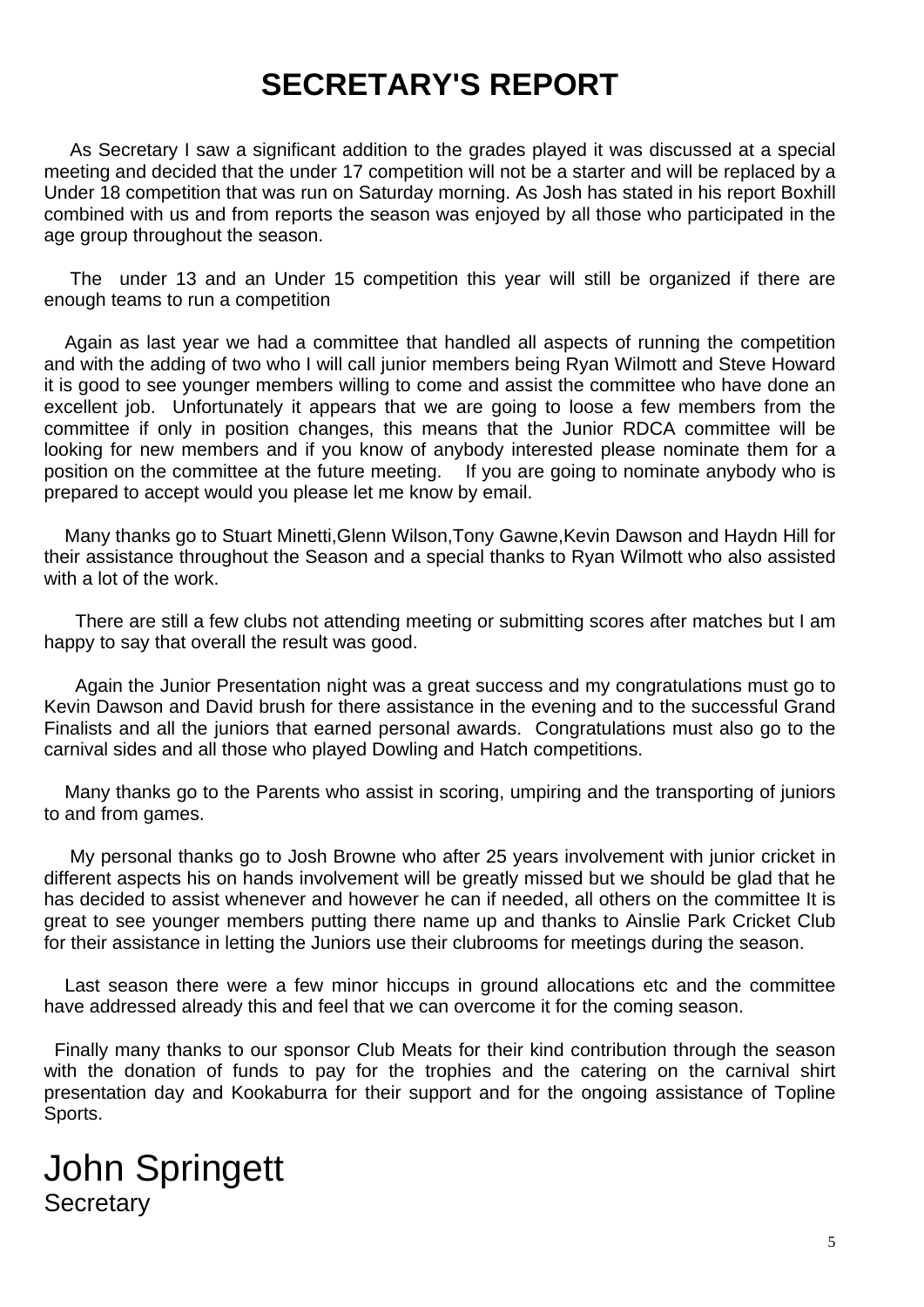# SECRETARY'S REPORT

As Secretary I saw a significant addition to the grades played it was discussed at a special meeting and decided that the under 17 competition will not be a starter and will be replaced by a Under 18 competition that was run on Saturday morning. As Josh has stated in his report Boxhill combined with us and from reports the season was enjoyed by all those who participated in the age group throughout the season.

The under 13 and an Under 15 competition this year will still be organized if there are enough teams to run a competition

Again as last year we had a committee that handled all aspects of running the competition and with the adding of two who I will call junior members being Ryan Wilmott and Steve Howard it is good to see younger members willing to come and assist the committee who have done an excellent job. Unfortunately it appears that we are going to loose a few members from the committee if only in position changes, this means that the Junior RDCA committee will be looking for new members and if you know of anybody interested please nominate them for a position on the committee at the future meeting. If you are going to nominate anybody who is prepared to accept would you please let me know by email.

Many thanks go to Stuart Minetti,Glenn Wilson,Tony Gawne,Kevin Dawson and Haydn Hill for their assistance throughout the Season and a special thanks to Ryan Wilmott who also assisted with a lot of the work.

There are still a few clubs not attending meeting or submitting scores after matches but I am happy to say that overall the result was good.

Again the Junior Presentation night was a great success and my congratulations must go to Kevin Dawson and David brush for there assistance in the evening and to the successful Grand Finalists and all the juniors that earned personal awards. Congratulations must also go to the carnival sides and all those who played Dowling and Hatch competitions.

Many thanks go to the Parents who assist in scoring, umpiring and the transporting of juniors to and from games.

My personal thanks go to Josh Browne who after 25 years involvement with junior cricket in different aspects his on hands involvement will be greatly missed but we should be glad that he has decided to assist whenever and however he can if needed, all others on the committee It is great to see younger members putting there name up and thanks to Ainslie Park Cricket Club for their assistance in letting the Juniors use their clubrooms for meetings during the season.

Last season there were a few minor hiccups in ground allocations etc and the committee have addressed already this and feel that we can overcome it for the coming season.

Finally many thanks to our sponsor Club Meats for their kind contribution through the season with the donation of funds to pay for the trophies and the catering on the carnival shirt presentation day and Kookaburra for their support and for the ongoing assistance of Topline Sports.

John Springett
Secretary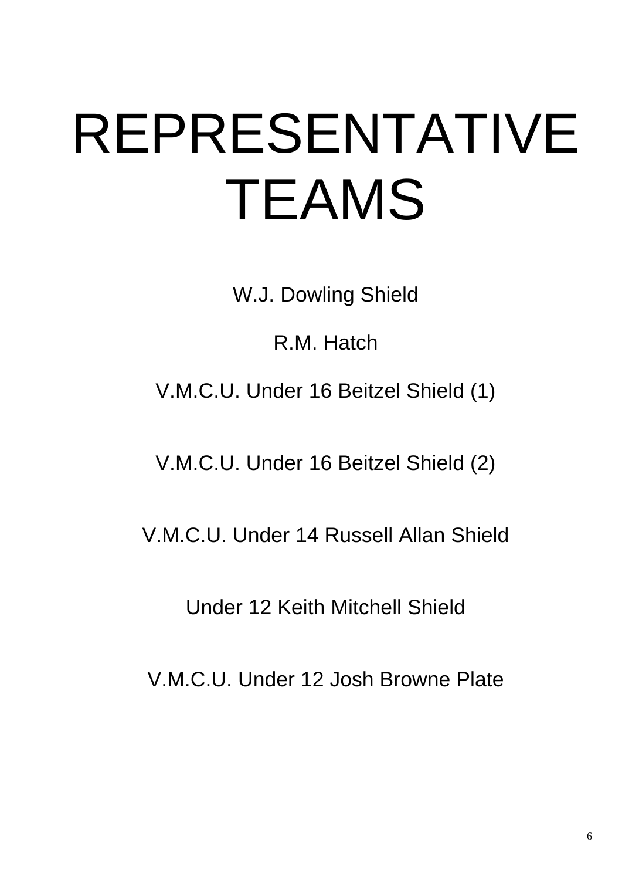# REPRESENTATIVE TEAMS

W.J. Dowling Shield

R.M. Hatch

V.M.C.U. Under 16 Beitzel Shield (1)

V.M.C.U. Under 16 Beitzel Shield (2)

V.M.C.U. Under 14 Russell Allan Shield

Under 12 Keith Mitchell Shield

V.M.C.U. Under 12 Josh Browne Plate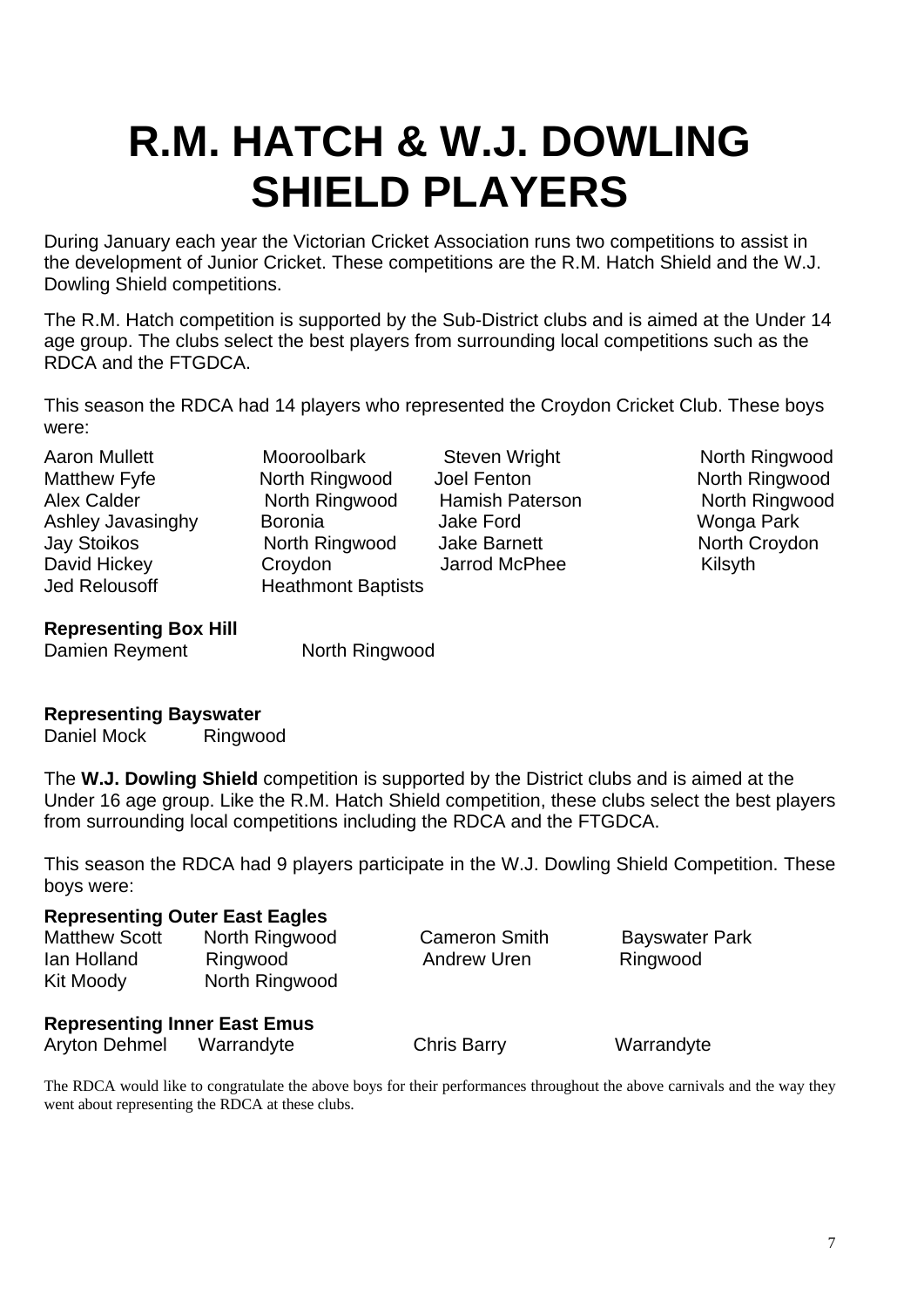# R.M. HATCH & W.J. DOWLING SHIELD PLAYERS

During January each year the Victorian Cricket Association runs two competitions to assist in the development of Junior Cricket. These competitions are the R.M. Hatch Shield and the W.J. Dowling Shield competitions.

The R.M. Hatch competition is supported by the Sub-District clubs and is aimed at the Under 14 age group. The clubs select the best players from surrounding local competitions such as the RDCA and the FTGDCA.

This season the RDCA had 14 players who represented the Croydon Cricket Club. These boys were:

| | | | |
|---|---|---|---|
| Aaron Mullett | Mooroolbark | Steven Wright | North Ringwood |
| Matthew Fyfe | North Ringwood | Joel Fenton | North Ringwood |
| Alex Calder | North Ringwood | Hamish Paterson | North Ringwood |
| Ashley Javasinghy | Boronia | Jake Ford | Wonga Park |
| Jay Stoikos | North Ringwood | Jake Barnett | North Croydon |
| David Hickey | Croydon | Jarrod McPhee | Kilsyth |
| Jed Relousoff | Heathmont Baptists | | |

**Representing Box Hill**
Damien Reyment North Ringwood

**Representing Bayswater**
Daniel Mock Ringwood

The **W.J. Dowling Shield** competition is supported by the District clubs and is aimed at the Under 16 age group. Like the R.M. Hatch Shield competition, these clubs select the best players from surrounding local competitions including the RDCA and the FTGDCA.

This season the RDCA had 9 players participate in the W.J. Dowling Shield Competition. These boys were:

**Representing Outer East Eagles**

| | | | |
|---|---|---|---|
| Matthew Scott | North Ringwood | Cameron Smith | Bayswater Park |
| Ian Holland | Ringwood | Andrew Uren | Ringwood |
| Kit Moody | North Ringwood | | |

**Representing Inner East Emus**

| | | | |
|---|---|---|---|
| Aryton Dehmel | Warrandyte | Chris Barry | Warrandyte |

The RDCA would like to congratulate the above boys for their performances throughout the above carnivals and the way they went about representing the RDCA at these clubs.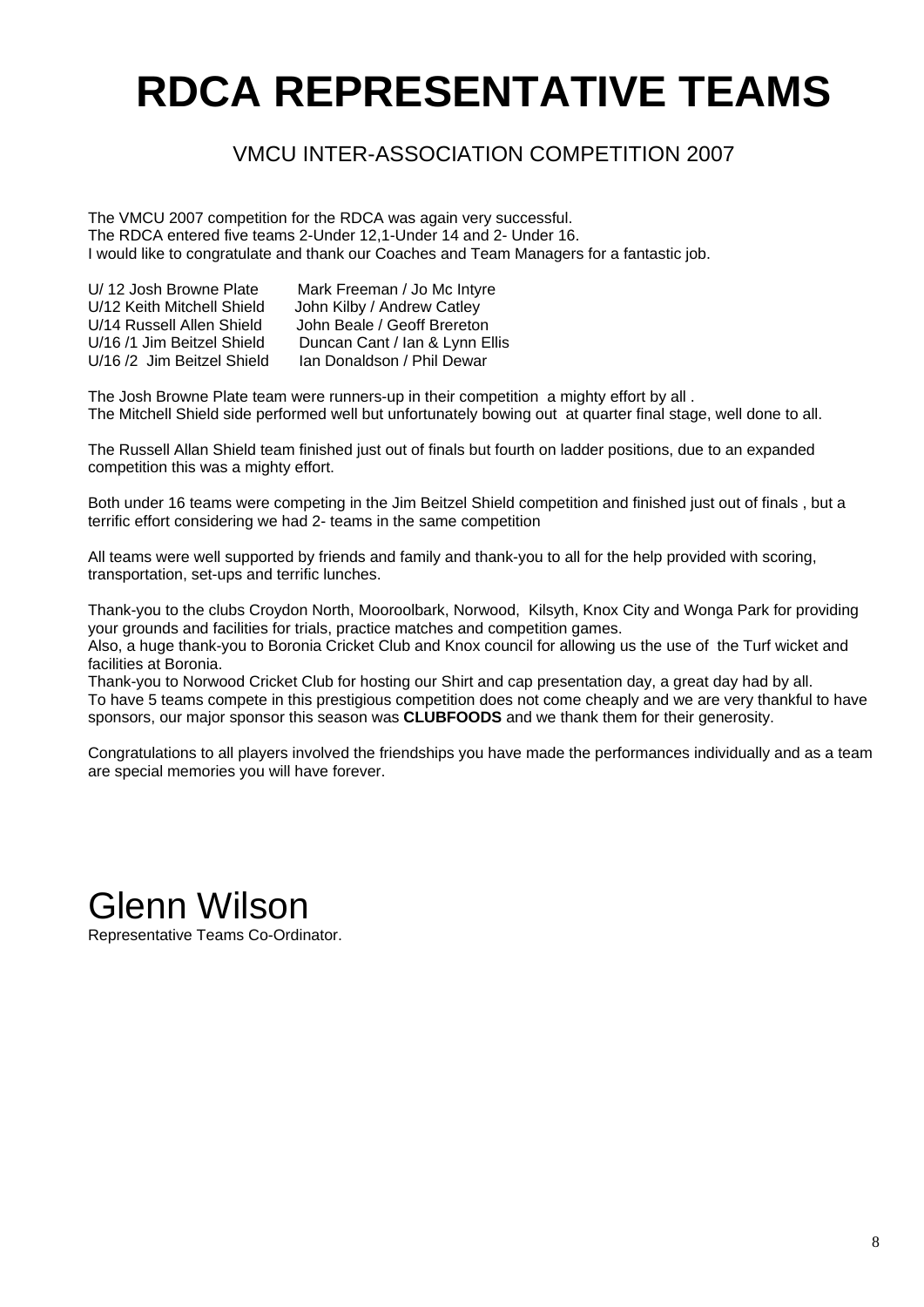# RDCA REPRESENTATIVE TEAMS

## VMCU INTER-ASSOCIATION COMPETITION 2007

The VMCU 2007 competition for the RDCA was again very successful.
The RDCA entered five teams 2-Under 12,1-Under 14 and 2- Under 16.
I would like to congratulate and thank our Coaches and Team Managers for a fantastic job.

| | |
|---|---|
| U/ 12 Josh Browne Plate | Mark Freeman / Jo Mc Intyre |
| U/12 Keith Mitchell Shield | John Kilby / Andrew Catley |
| U/14 Russell Allen Shield | John Beale / Geoff Brereton |
| U/16 /1 Jim Beitzel Shield | Duncan Cant / Ian & Lynn Ellis |
| U/16 /2 Jim Beitzel Shield | Ian Donaldson / Phil Dewar |

The Josh Browne Plate team were runners-up in their competition a mighty effort by all .
The Mitchell Shield side performed well but unfortunately bowing out at quarter final stage, well done to all.

The Russell Allan Shield team finished just out of finals but fourth on ladder positions, due to an expanded competition this was a mighty effort.

Both under 16 teams were competing in the Jim Beitzel Shield competition and finished just out of finals , but a terrific effort considering we had 2- teams in the same competition

All teams were well supported by friends and family and thank-you to all for the help provided with scoring, transportation, set-ups and terrific lunches.

Thank-you to the clubs Croydon North, Mooroolbark, Norwood, Kilsyth, Knox City and Wonga Park for providing your grounds and facilities for trials, practice matches and competition games.
Also, a huge thank-you to Boronia Cricket Club and Knox council for allowing us the use of the Turf wicket and facilities at Boronia.
Thank-you to Norwood Cricket Club for hosting our Shirt and cap presentation day, a great day had by all.
To have 5 teams compete in this prestigious competition does not come cheaply and we are very thankful to have sponsors, our major sponsor this season was **CLUBFOODS** and we thank them for their generosity.

Congratulations to all players involved the friendships you have made the performances individually and as a team are special memories you will have forever.

Glenn Wilson
Representative Teams Co-Ordinator.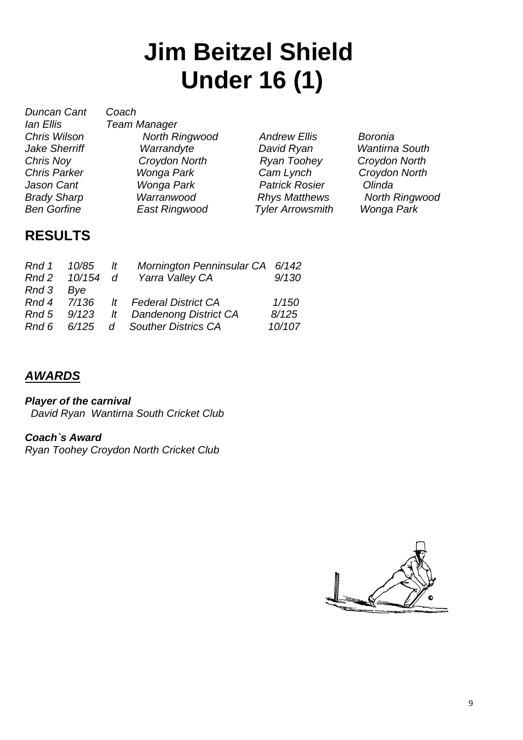# Jim Beitzel Shield
# Under 16 (1)

*Duncan Cant* *Coach*
*Ian Ellis* *Team Manager*

| | | | |
|---|---|---|---|
| *Chris Wilson* | *North Ringwood* | *Andrew Ellis* | *Boronia* |
| *Jake Sherriff* | *Warrandyte* | *David Ryan* | *Wantirna South* |
| *Chris Noy* | *Croydon North* | *Ryan Toohey* | *Croydon North* |
| *Chris Parker* | *Wonga Park* | *Cam Lynch* | *Croydon North* |
| *Jason Cant* | *Wonga Park* | *Patrick Rosier* | *Olinda* |
| *Brady Sharp* | *Warranwood* | *Rhys Matthews* | *North Ringwood* |
| *Ben Gorfine* | *East Ringwood* | *Tyler Arrowsmith* | *Wonga Park* |

## RESULTS

| | | | | |
|---|---|---|---|---|
| *Rnd 1* | *10/85* | *lt* | *Mornington Penninsular CA* | *6/142* |
| *Rnd 2* | *10/154* | *d* | *Yarra Valley CA* | *9/130* |
| *Rnd 3* | *Bye* | | | |
| *Rnd 4* | *7/136* | *lt* | *Federal District CA* | *1/150* |
| *Rnd 5* | *9/123* | *lt* | *Dandenong District CA* | *8/125* |
| *Rnd 6* | *6/125* | *d* | *Souther Districs CA* | *10/107* |

## ***AWARDS***

***Player of the carnival***
*David Ryan Wantirna South Cricket Club*

***Coach`s Award***
*Ryan Toohey Croydon North Cricket Club*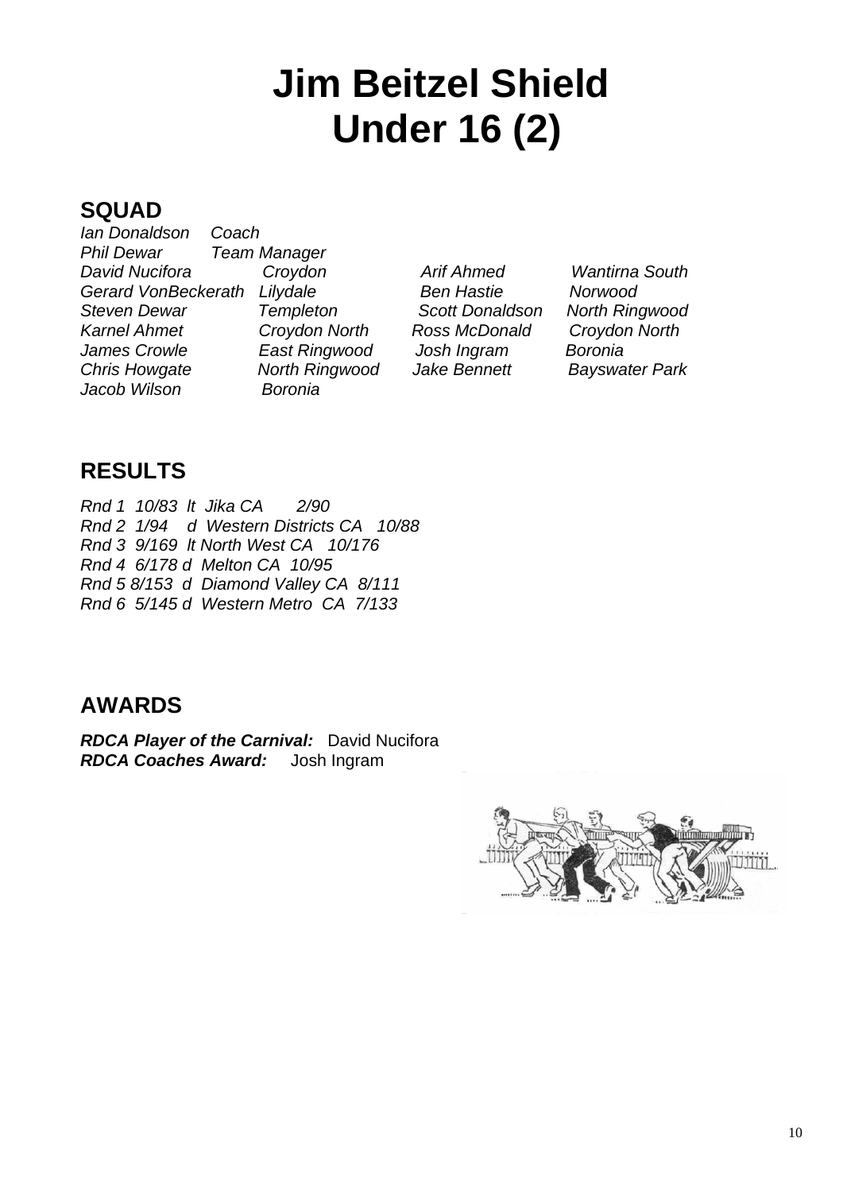# Jim Beitzel Shield
# Under 16 (2)

## SQUAD

*Ian Donaldson* *Coach*
*Phil Dewar* *Team Manager*

| | | | |
|---|---|---|---|
| *David Nucifora* | *Croydon* | *Arif Ahmed* | *Wantirna South* |
| *Gerard VonBeckerath* | *Lilydale* | *Ben Hastie* | *Norwood* |
| *Steven Dewar* | *Templeton* | *Scott Donaldson* | *North Ringwood* |
| *Karnel Ahmet* | *Croydon North* | *Ross McDonald* | *Croydon North* |
| *James Crowle* | *East Ringwood* | *Josh Ingram* | *Boronia* |
| *Chris Howgate* | *North Ringwood* | *Jake Bennett* | *Bayswater Park* |
| *Jacob Wilson* | *Boronia* | | |

## RESULTS

*Rnd 1 10/83 lt Jika CA 2/90*
*Rnd 2 1/94 d Western Districts CA 10/88*
*Rnd 3 9/169 lt North West CA 10/176*
*Rnd 4 6/178 d Melton CA 10/95*
*Rnd 5 8/153 d Diamond Valley CA 8/111*
*Rnd 6 5/145 d Western Metro CA 7/133*

## AWARDS

***RDCA Player of the Carnival:*** David Nucifora
***RDCA Coaches Award:*** Josh Ingram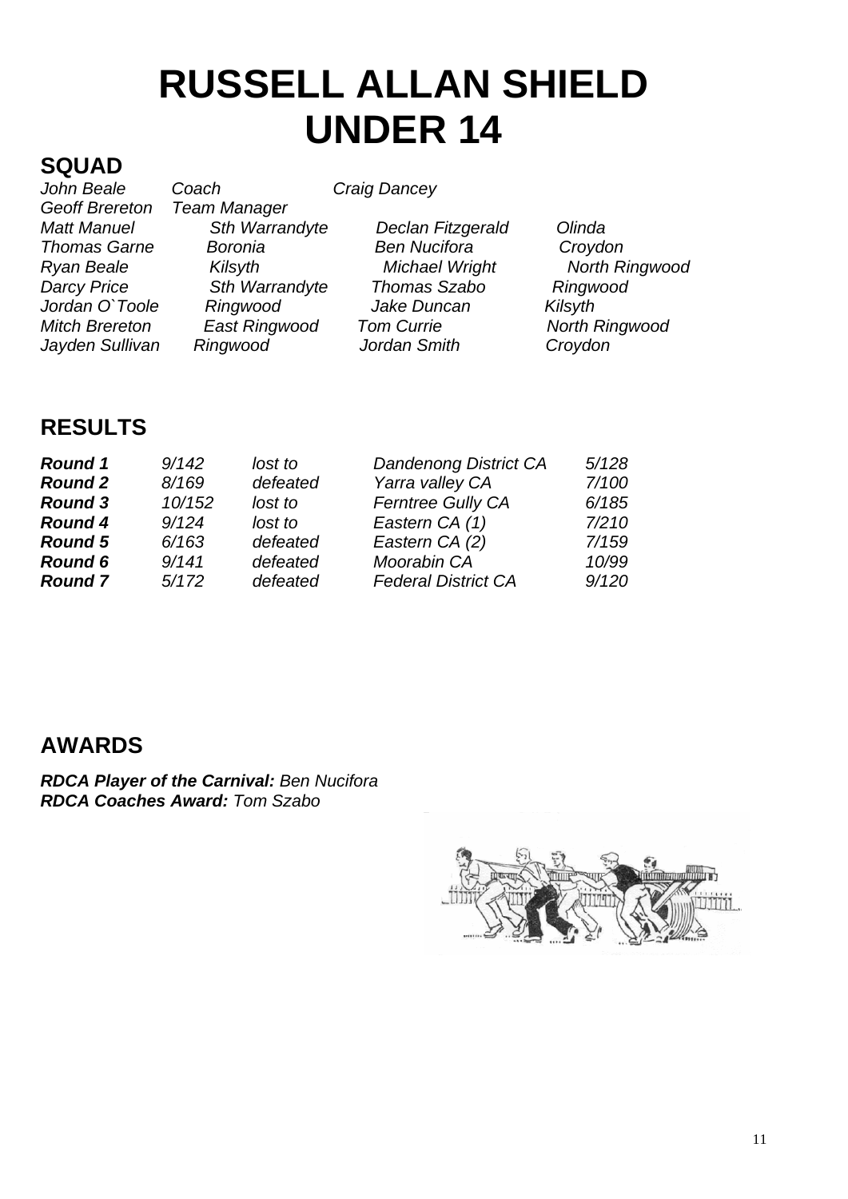# RUSSELL ALLAN SHIELD
# UNDER 14

## SQUAD

| | | | |
|---|---|---|---|
| *John Beale* | *Coach* | *Craig Dancey* | |
| *Geoff Brereton* | *Team Manager* | | |
| *Matt Manuel* | *Sth Warrandyte* | *Declan Fitzgerald* | *Olinda* |
| *Thomas Garne* | *Boronia* | *Ben Nucifora* | *Croydon* |
| *Ryan Beale* | *Kilsyth* | *Michael Wright* | *North Ringwood* |
| *Darcy Price* | *Sth Warrandyte* | *Thomas Szabo* | *Ringwood* |
| *Jordan O`Toole* | *Ringwood* | *Jake Duncan* | *Kilsyth* |
| *Mitch Brereton* | *East Ringwood* | *Tom Currie* | *North Ringwood* |
| *Jayden Sullivan* | *Ringwood* | *Jordan Smith* | *Croydon* |

## RESULTS

| | | | | |
|---|---|---|---|---|
| ***Round 1*** | *9/142* | *lost to* | *Dandenong District CA* | *5/128* |
| ***Round 2*** | *8/169* | *defeated* | *Yarra valley CA* | *7/100* |
| ***Round 3*** | *10/152* | *lost to* | *Ferntree Gully CA* | *6/185* |
| ***Round 4*** | *9/124* | *lost to* | *Eastern CA (1)* | *7/210* |
| ***Round 5*** | *6/163* | *defeated* | *Eastern CA (2)* | *7/159* |
| ***Round 6*** | *9/141* | *defeated* | *Moorabin CA* | *10/99* |
| ***Round 7*** | *5/172* | *defeated* | *Federal District CA* | *9/120* |

## AWARDS

***RDCA Player of the Carnival:*** *Ben Nucifora*
***RDCA Coaches Award:*** *Tom Szabo*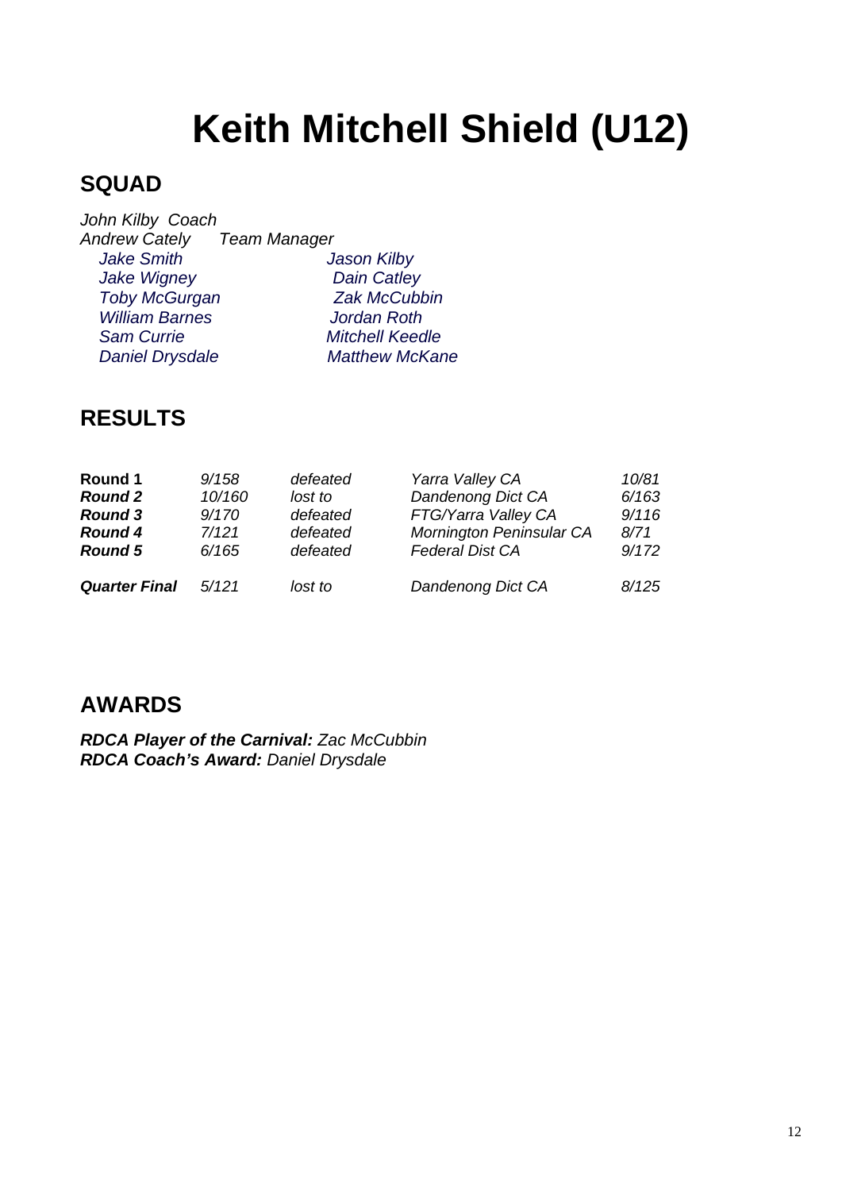# Keith Mitchell Shield (U12)

## SQUAD

*John Kilby Coach*
*Andrew Cately Team Manager*

| | |
|---|---|
| *Jake Smith* | *Jason Kilby* |
| *Jake Wigney* | *Dain Catley* |
| *Toby McGurgan* | *Zak McCubbin* |
| *William Barnes* | *Jordan Roth* |
| *Sam Currie* | *Mitchell Keedle* |
| *Daniel Drysdale* | *Matthew McKane* |

## RESULTS

| | | | | |
|---|---|---|---|---|
| **Round 1** | *9/158* | *defeated* | *Yarra Valley CA* | *10/81* |
| ***Round 2*** | *10/160* | *lost to* | *Dandenong Dict CA* | *6/163* |
| ***Round 3*** | *9/170* | *defeated* | *FTG/Yarra Valley CA* | *9/116* |
| ***Round 4*** | *7/121* | *defeated* | *Mornington Peninsular CA* | *8/71* |
| ***Round 5*** | *6/165* | *defeated* | *Federal Dist CA* | *9/172* |
| ***Quarter Final*** | *5/121* | *lost to* | *Dandenong Dict CA* | *8/125* |

## AWARDS

***RDCA Player of the Carnival:*** *Zac McCubbin*
***RDCA Coach's Award:*** *Daniel Drysdale*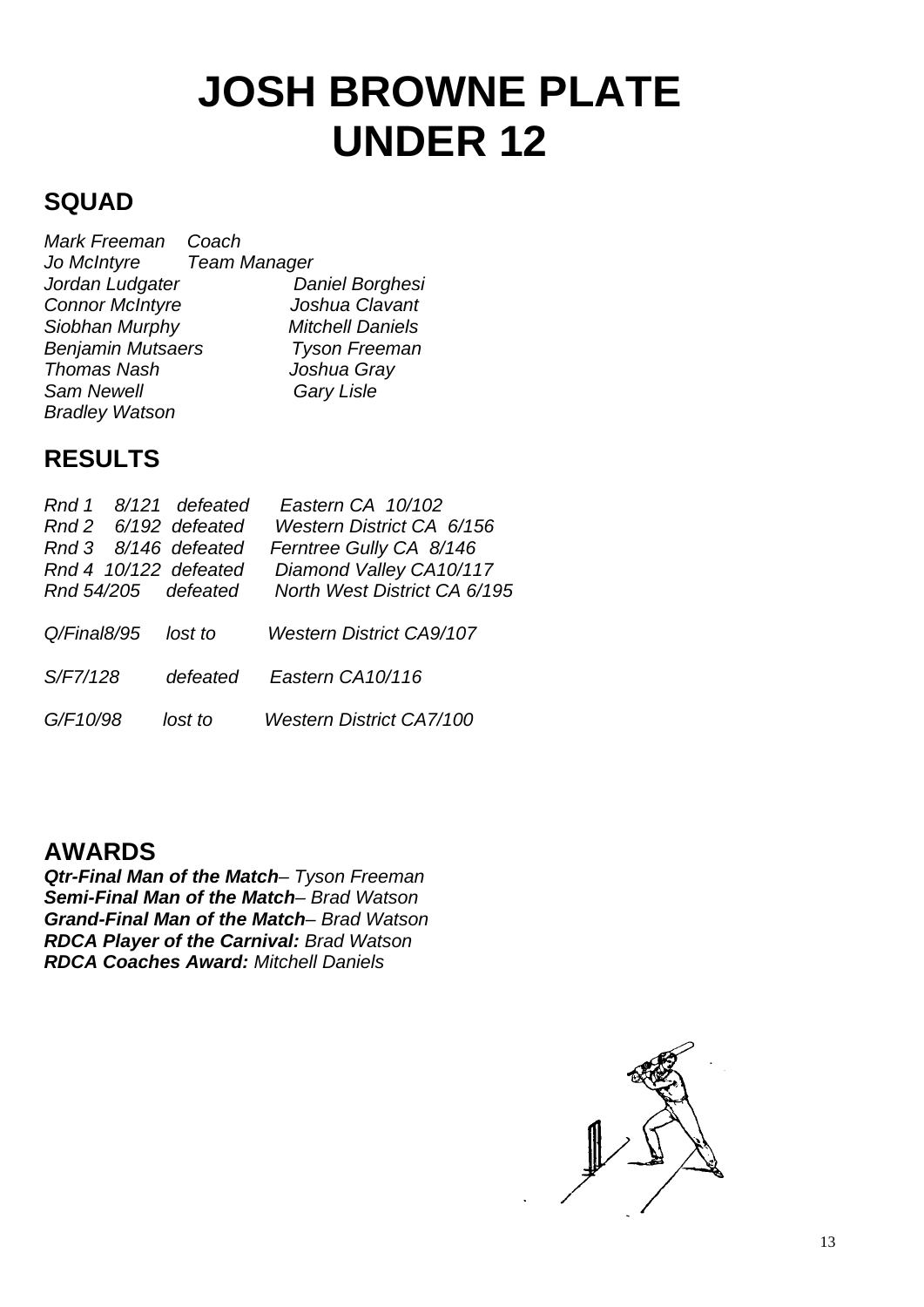# JOSH BROWNE PLATE UNDER 12

## SQUAD

*Mark Freeman Coach*
*Jo McIntyre Team Manager*

| | |
|---|---|
| *Jordan Ludgater* | *Daniel Borghesi* |
| *Connor McIntyre* | *Joshua Clavant* |
| *Siobhan Murphy* | *Mitchell Daniels* |
| *Benjamin Mutsaers* | *Tyson Freeman* |
| *Thomas Nash* | *Joshua Gray* |
| *Sam Newell* | *Gary Lisle* |
| *Bradley Watson* | |

## RESULTS

| | | | |
|---|---|---|---|
| *Rnd 1* | *8/121* | *defeated* | *Eastern CA 10/102* |
| *Rnd 2* | *6/192* | *defeated* | *Western District CA 6/156* |
| *Rnd 3* | *8/146* | *defeated* | *Ferntree Gully CA 8/146* |
| *Rnd 4* | *10/122* | *defeated* | *Diamond Valley CA10/117* |
| *Rnd 5* | *4/205* | *defeated* | *North West District CA 6/195* |
| *Q/Final* | *8/95* | *lost to* | *Western District CA9/107* |
| *S/F* | *7/128* | *defeated* | *Eastern CA10/116* |
| *G/F* | *10/98* | *lost to* | *Western District CA7/100* |

## AWARDS

***Qtr-Final Man of the Match**– Tyson Freeman*
***Semi-Final Man of the Match**– Brad Watson*
***Grand-Final Man of the Match**– Brad Watson*
***RDCA Player of the Carnival:** Brad Watson*
***RDCA Coaches Award:** Mitchell Daniels*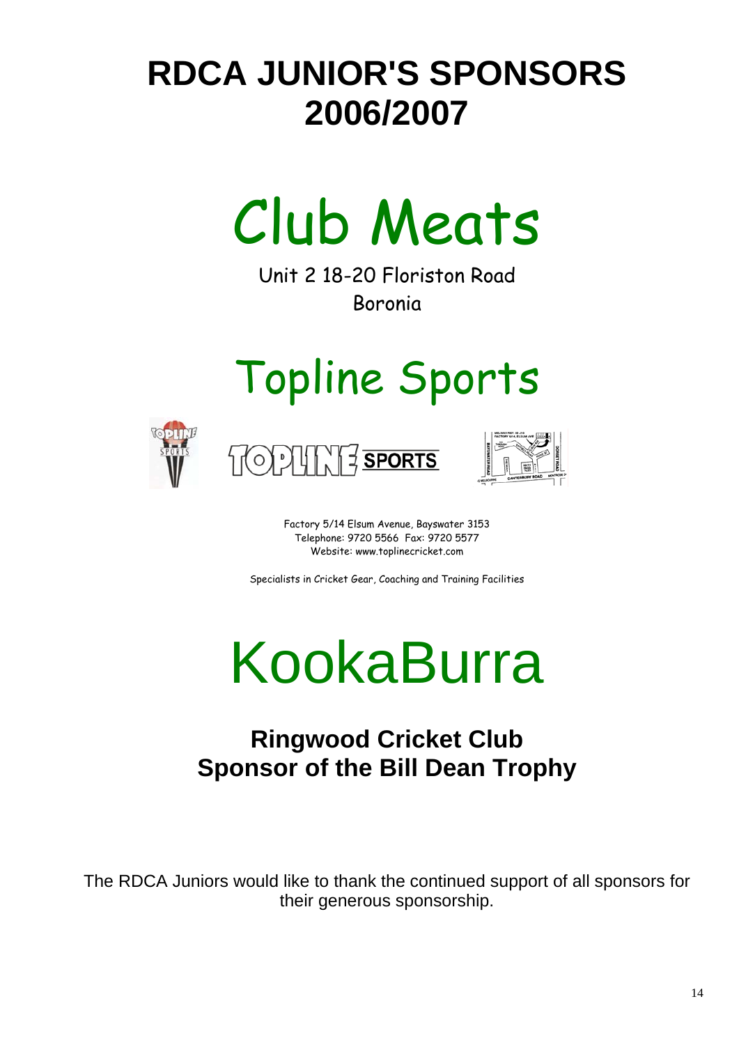# RDCA JUNIOR'S SPONSORS 2006/2007

## Club Meats

Unit 2 18-20 Floriston Road
Boronia

## Topline Sports

Factory 5/14 Elsum Avenue, Bayswater 3153
Telephone: 9720 5566 Fax: 9720 5577
Website: www.toplinecricket.com

Specialists in Cricket Gear, Coaching and Training Facilities

## KookaBurra

**Ringwood Cricket Club**
**Sponsor of the Bill Dean Trophy**

The RDCA Juniors would like to thank the continued support of all sponsors for their generous sponsorship.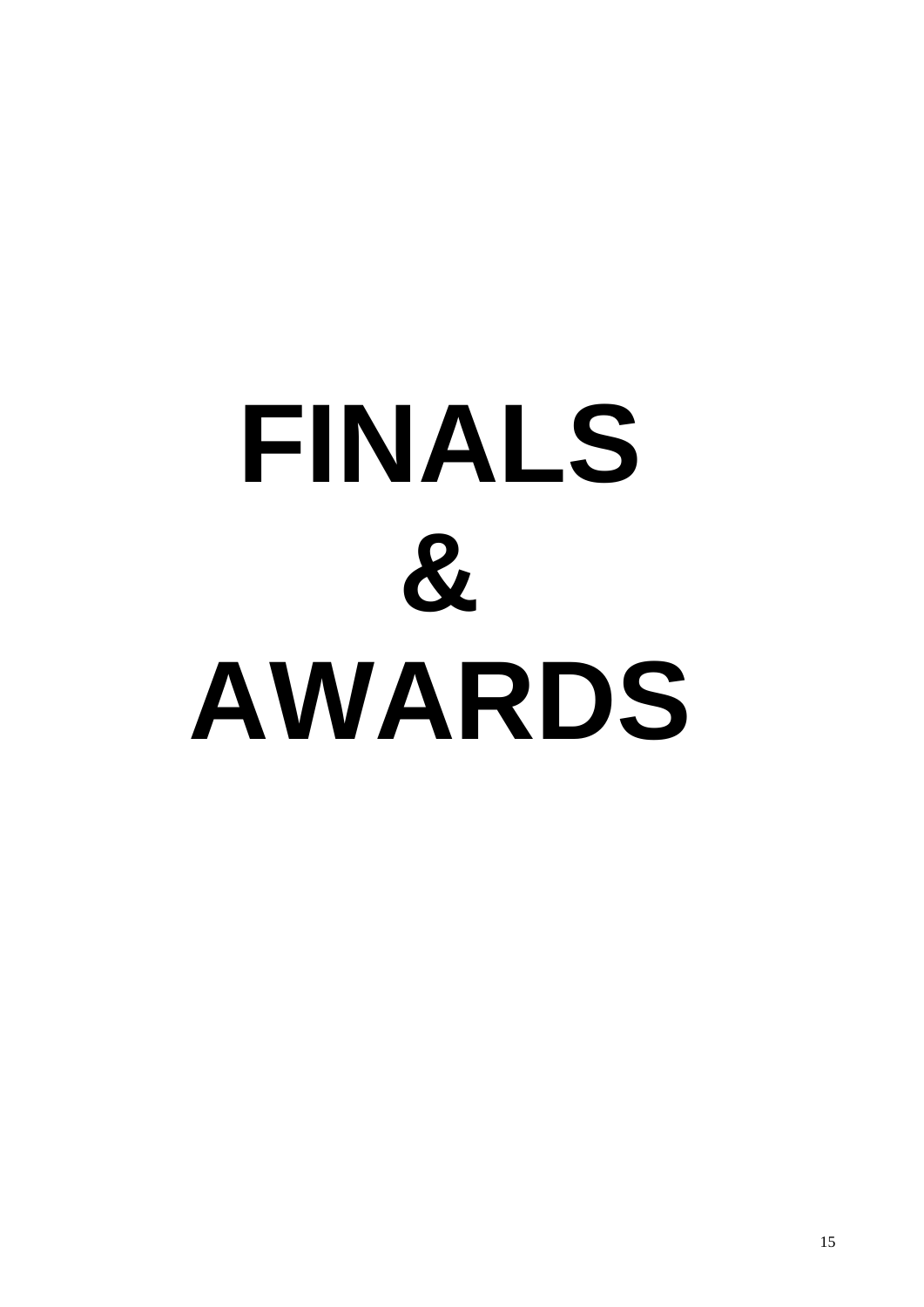# FINALS & AWARDS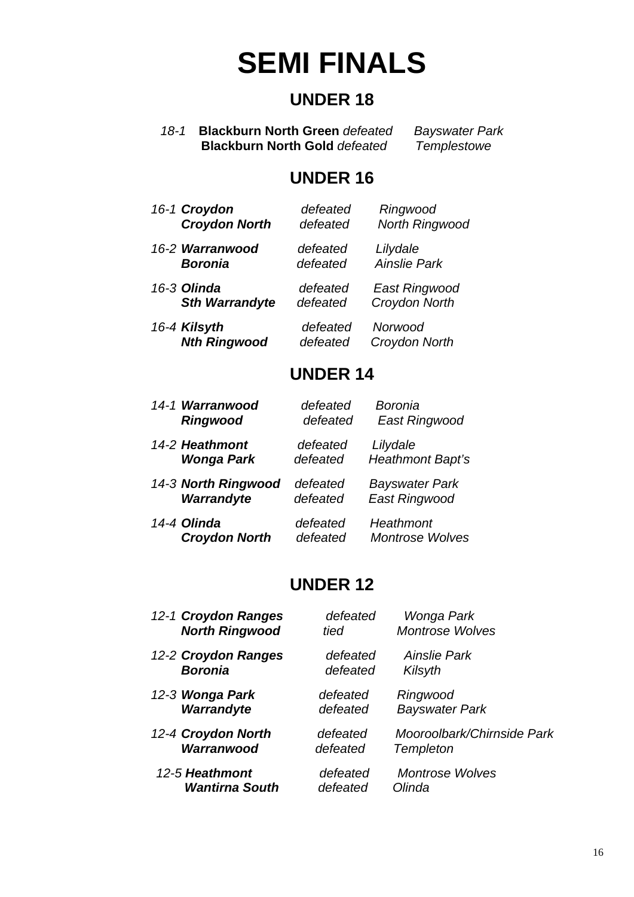# SEMI FINALS

## UNDER 18

*18-1* **Blackburn North Green** *defeated* *Bayswater Park*
**Blackburn North Gold** *defeated* *Templestowe*

## UNDER 16

*16-1* ***Croydon*** *defeated* *Ringwood*
***Croydon North*** *defeated* *North Ringwood*

*16-2* ***Warranwood*** *defeated* *Lilydale*
***Boronia*** *defeated* *Ainslie Park*

*16-3* ***Olinda*** *defeated* *East Ringwood*
***Sth Warrandyte*** *defeated* *Croydon North*

*16-4* ***Kilsyth*** *defeated* *Norwood*
***Nth Ringwood*** *defeated* *Croydon North*

## UNDER 14

*14-1* ***Warranwood*** *defeated* *Boronia*
***Ringwood*** *defeated* *East Ringwood*

*14-2* ***Heathmont*** *defeated* *Lilydale*
***Wonga Park*** *defeated* *Heathmont Bapt's*

*14-3* ***North Ringwood*** *defeated* *Bayswater Park*
***Warrandyte*** *defeated* *East Ringwood*

*14-4* ***Olinda*** *defeated* *Heathmont*
***Croydon North*** *defeated* *Montrose Wolves*

## UNDER 12

*12-1* ***Croydon Ranges*** *defeated* *Wonga Park*
***North Ringwood*** *tied* *Montrose Wolves*

*12-2* ***Croydon Ranges*** *defeated* *Ainslie Park*
***Boronia*** *defeated* *Kilsyth*

*12-3* ***Wonga Park*** *defeated* *Ringwood*
***Warrandyte*** *defeated* *Bayswater Park*

*12-4* ***Croydon North*** *defeated* *Mooroolbark/Chirnside Park*
***Warranwood*** *defeated* *Templeton*

*12-5* ***Heathmont*** *defeated* *Montrose Wolves*
***Wantirna South*** *defeated* *Olinda*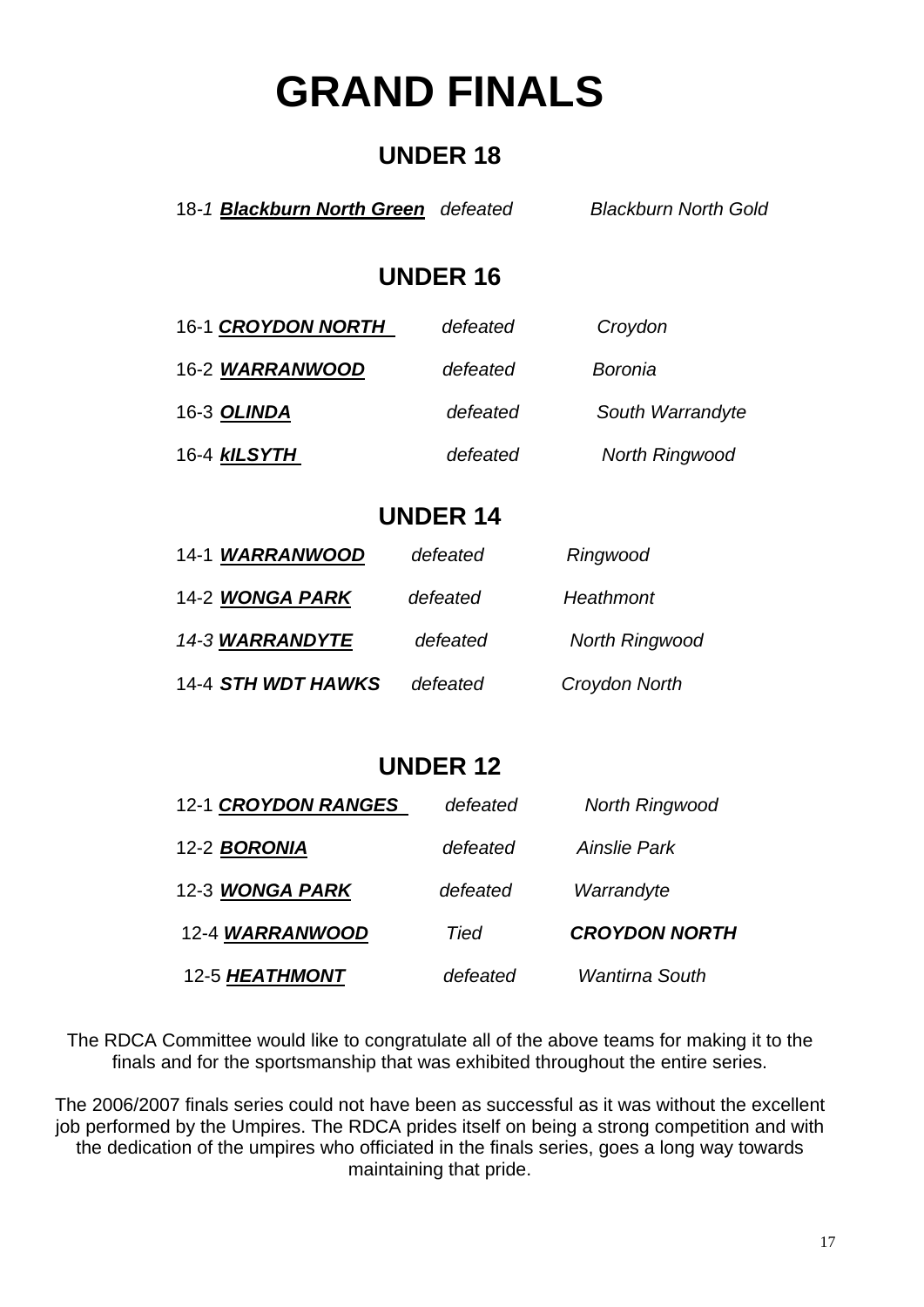# GRAND FINALS

## UNDER 18

18-*1* ***Blackburn North Green*** *defeated* *Blackburn North Gold*

## UNDER 16

16-1 ***CROYDON NORTH*** *defeated* *Croydon*

16-2 ***WARRANWOOD*** *defeated* *Boronia*

16-3 ***OLINDA*** *defeated* *South Warrandyte*

16-4 ***kILSYTH*** *defeated* *North Ringwood*

## UNDER 14

14-1 ***WARRANWOOD*** *defeated* *Ringwood*

14-2 ***WONGA PARK*** *defeated* *Heathmont*

*14-3* ***WARRANDYTE*** *defeated* *North Ringwood*

14-4 ***STH WDT HAWKS*** *defeated* *Croydon North*

## UNDER 12

12-1 ***CROYDON RANGES*** *defeated* *North Ringwood*

12-2 ***BORONIA*** *defeated* *Ainslie Park*

12-3 ***WONGA PARK*** *defeated* *Warrandyte*

12-4 ***WARRANWOOD*** *Tied* ***CROYDON NORTH***

12-5 ***HEATHMONT*** *defeated* *Wantirna South*

The RDCA Committee would like to congratulate all of the above teams for making it to the finals and for the sportsmanship that was exhibited throughout the entire series.

The 2006/2007 finals series could not have been as successful as it was without the excellent job performed by the Umpires. The RDCA prides itself on being a strong competition and with the dedication of the umpires who officiated in the finals series, goes a long way towards maintaining that pride.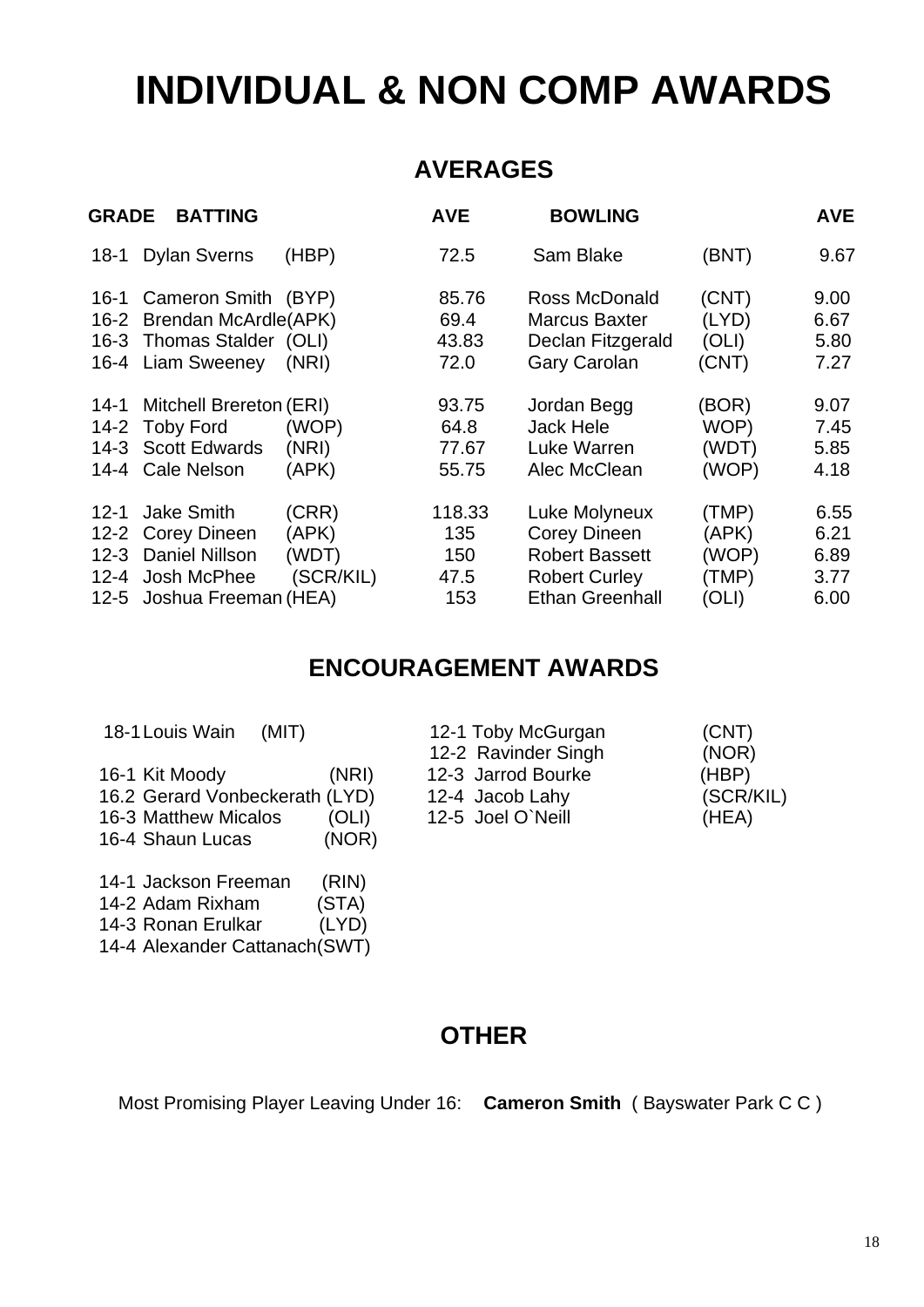# INDIVIDUAL & NON COMP AWARDS

## AVERAGES

| GRADE | BATTING | | AVE | BOWLING | | AVE |
|---|---|---|---|---|---|---|
| 18-1 | Dylan Sverns | (HBP) | 72.5 | Sam Blake | (BNT) | 9.67 |
| 16-1 | Cameron Smith | (BYP) | 85.76 | Ross McDonald | (CNT) | 9.00 |
| 16-2 | Brendan McArdle | (APK) | 69.4 | Marcus Baxter | (LYD) | 6.67 |
| 16-3 | Thomas Stalder | (OLI) | 43.83 | Declan Fitzgerald | (OLI) | 5.80 |
| 16-4 | Liam Sweeney | (NRI) | 72.0 | Gary Carolan | (CNT) | 7.27 |
| 14-1 | Mitchell Brereton | (ERI) | 93.75 | Jordan Begg | (BOR) | 9.07 |
| 14-2 | Toby Ford | (WOP) | 64.8 | Jack Hele | WOP) | 7.45 |
| 14-3 | Scott Edwards | (NRI) | 77.67 | Luke Warren | (WDT) | 5.85 |
| 14-4 | Cale Nelson | (APK) | 55.75 | Alec McClean | (WOP) | 4.18 |
| 12-1 | Jake Smith | (CRR) | 118.33 | Luke Molyneux | (TMP) | 6.55 |
| 12-2 | Corey Dineen | (APK) | 135 | Corey Dineen | (APK) | 6.21 |
| 12-3 | Daniel Nillson | (WDT) | 150 | Robert Bassett | (WOP) | 6.89 |
| 12-4 | Josh McPhee | (SCR/KIL) | 47.5 | Robert Curley | (TMP) | 3.77 |
| 12-5 | Joshua Freeman | (HEA) | 153 | Ethan Greenhall | (OLI) | 6.00 |

## ENCOURAGEMENT AWARDS

18-1 Louis Wain (MIT)

16-1 Kit Moody (NRI)
16.2 Gerard Vonbeckerath (LYD)
16-3 Matthew Micalos (OLI)
16-4 Shaun Lucas (NOR)

14-1 Jackson Freeman (RIN)
14-2 Adam Rixham (STA)
14-3 Ronan Erulkar (LYD)
14-4 Alexander Cattanach (SWT)

12-1 Toby McGurgan (CNT)
12-2 Ravinder Singh (NOR)
12-3 Jarrod Bourke (HBP)
12-4 Jacob Lahy (SCR/KIL)
12-5 Joel O`Neill (HEA)

## OTHER

Most Promising Player Leaving Under 16: **Cameron Smith** ( Bayswater Park C C )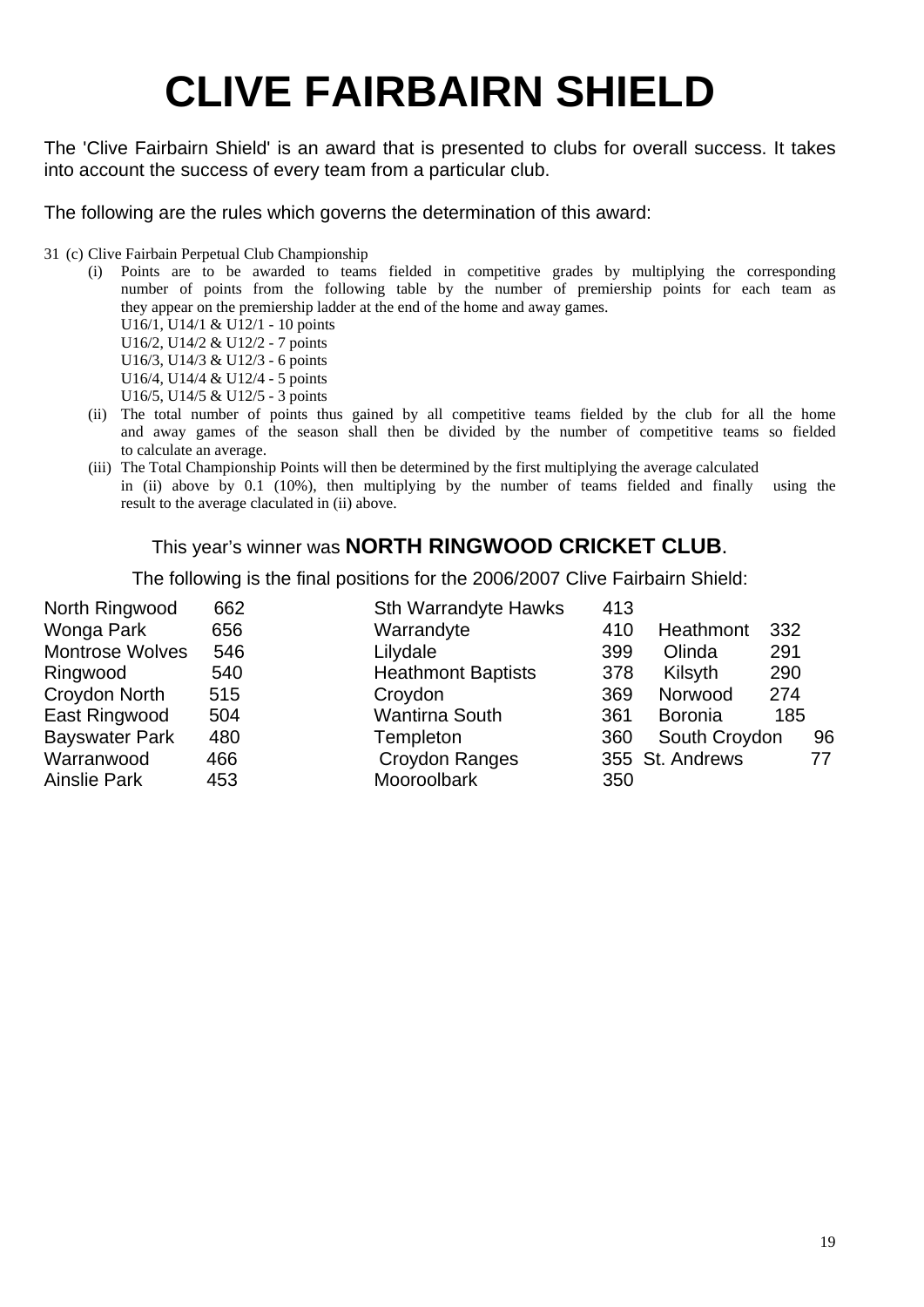# CLIVE FAIRBAIRN SHIELD

The 'Clive Fairbairn Shield' is an award that is presented to clubs for overall success. It takes into account the success of every team from a particular club.

The following are the rules which governs the determination of this award:

31 (c) Clive Fairbain Perpetual Club Championship

- (i) Points are to be awarded to teams fielded in competitive grades by multiplying the corresponding number of points from the following table by the number of premiership points for each team as they appear on the premiership ladder at the end of the home and away games.
  U16/1, U14/1 & U12/1 - 10 points
  U16/2, U14/2 & U12/2 - 7 points
  U16/3, U14/3 & U12/3 - 6 points
  U16/4, U14/4 & U12/4 - 5 points
  U16/5, U14/5 & U12/5 - 3 points
- (ii) The total number of points thus gained by all competitive teams fielded by the club for all the home and away games of the season shall then be divided by the number of competitive teams so fielded to calculate an average.
- (iii) The Total Championship Points will then be determined by the first multiplying the average calculated in (ii) above by 0.1 (10%), then multiplying by the number of teams fielded and finally using the result to the average claculated in (ii) above.

This year's winner was **NORTH RINGWOOD CRICKET CLUB**.

The following is the final positions for the 2006/2007 Clive Fairbairn Shield:

| Club | Points |
|---|---|
| North Ringwood | 662 |
| Wonga Park | 656 |
| Montrose Wolves | 546 |
| Ringwood | 540 |
| Croydon North | 515 |
| East Ringwood | 504 |
| Bayswater Park | 480 |
| Warranwood | 466 |
| Ainslie Park | 453 |
| Sth Warrandyte Hawks | 413 |
| Warrandyte | 410 |
| Lilydale | 399 |
| Heathmont Baptists | 378 |
| Croydon | 369 |
| Wantirna South | 361 |
| Templeton | 360 |
| Croydon Ranges | 355 |
| Mooroolbark | 350 |
| Heathmont | 332 |
| Olinda | 291 |
| Kilsyth | 290 |
| Norwood | 274 |
| Boronia | 185 |
| South Croydon | 96 |
| St. Andrews | 77 |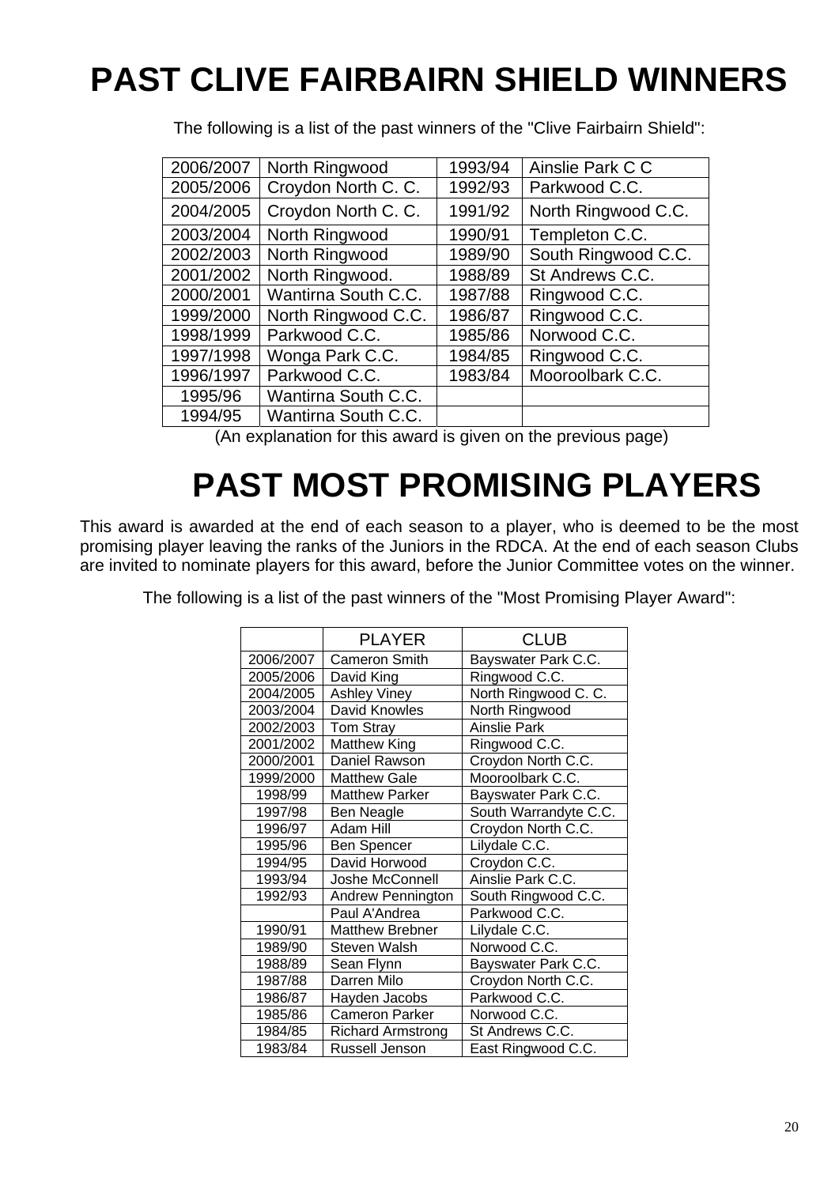# PAST CLIVE FAIRBAIRN SHIELD WINNERS

The following is a list of the past winners of the "Clive Fairbairn Shield":

| | | | |
|---|---|---|---|
| 2006/2007 | North Ringwood | 1993/94 | Ainslie Park C C |
| 2005/2006 | Croydon North C. C. | 1992/93 | Parkwood C.C. |
| 2004/2005 | Croydon North C. C. | 1991/92 | North Ringwood C.C. |
| 2003/2004 | North Ringwood | 1990/91 | Templeton C.C. |
| 2002/2003 | North Ringwood | 1989/90 | South Ringwood C.C. |
| 2001/2002 | North Ringwood. | 1988/89 | St Andrews C.C. |
| 2000/2001 | Wantirna South C.C. | 1987/88 | Ringwood C.C. |
| 1999/2000 | North Ringwood C.C. | 1986/87 | Ringwood C.C. |
| 1998/1999 | Parkwood C.C. | 1985/86 | Norwood C.C. |
| 1997/1998 | Wonga Park C.C. | 1984/85 | Ringwood C.C. |
| 1996/1997 | Parkwood C.C. | 1983/84 | Mooroolbark C.C. |
| 1995/96 | Wantirna South C.C. | | |
| 1994/95 | Wantirna South C.C. | | |

(An explanation for this award is given on the previous page)

# PAST MOST PROMISING PLAYERS

This award is awarded at the end of each season to a player, who is deemed to be the most promising player leaving the ranks of the Juniors in the RDCA. At the end of each season Clubs are invited to nominate players for this award, before the Junior Committee votes on the winner.

The following is a list of the past winners of the "Most Promising Player Award":

| | PLAYER | CLUB |
|---|---|---|
| 2006/2007 | Cameron Smith | Bayswater Park C.C. |
| 2005/2006 | David King | Ringwood C.C. |
| 2004/2005 | Ashley Viney | North Ringwood C. C. |
| 2003/2004 | David Knowles | North Ringwood |
| 2002/2003 | Tom Stray | Ainslie Park |
| 2001/2002 | Matthew King | Ringwood C.C. |
| 2000/2001 | Daniel Rawson | Croydon North C.C. |
| 1999/2000 | Matthew Gale | Mooroolbark C.C. |
| 1998/99 | Matthew Parker | Bayswater Park C.C. |
| 1997/98 | Ben Neagle | South Warrandyte C.C. |
| 1996/97 | Adam Hill | Croydon North C.C. |
| 1995/96 | Ben Spencer | Lilydale C.C. |
| 1994/95 | David Horwood | Croydon C.C. |
| 1993/94 | Joshe McConnell | Ainslie Park C.C. |
| 1992/93 | Andrew Pennington | South Ringwood C.C. |
| | Paul A'Andrea | Parkwood C.C. |
| 1990/91 | Matthew Brebner | Lilydale C.C. |
| 1989/90 | Steven Walsh | Norwood C.C. |
| 1988/89 | Sean Flynn | Bayswater Park C.C. |
| 1987/88 | Darren Milo | Croydon North C.C. |
| 1986/87 | Hayden Jacobs | Parkwood C.C. |
| 1985/86 | Cameron Parker | Norwood C.C. |
| 1984/85 | Richard Armstrong | St Andrews C.C. |
| 1983/84 | Russell Jenson | East Ringwood C.C. |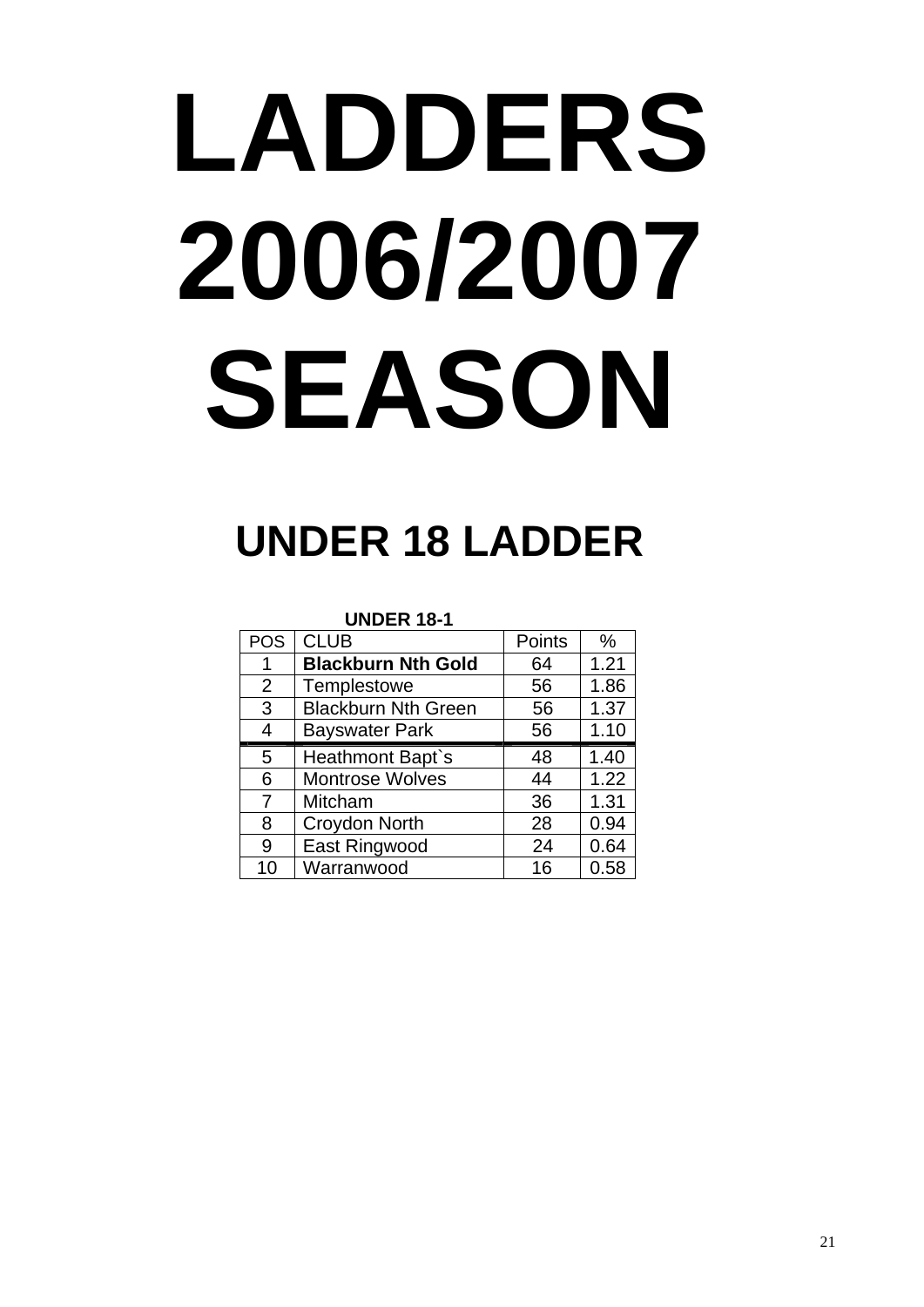# LADDERS 2006/2007 SEASON

## UNDER 18 LADDER

**UNDER 18-1**

| POS | CLUB | Points | % |
|---|---|---|---|
| 1 | **Blackburn Nth Gold** | 64 | 1.21 |
| 2 | Templestowe | 56 | 1.86 |
| 3 | Blackburn Nth Green | 56 | 1.37 |
| 4 | Bayswater Park | 56 | 1.10 |
| 5 | Heathmont Bapt`s | 48 | 1.40 |
| 6 | Montrose Wolves | 44 | 1.22 |
| 7 | Mitcham | 36 | 1.31 |
| 8 | Croydon North | 28 | 0.94 |
| 9 | East Ringwood | 24 | 0.64 |
| 10 | Warranwood | 16 | 0.58 |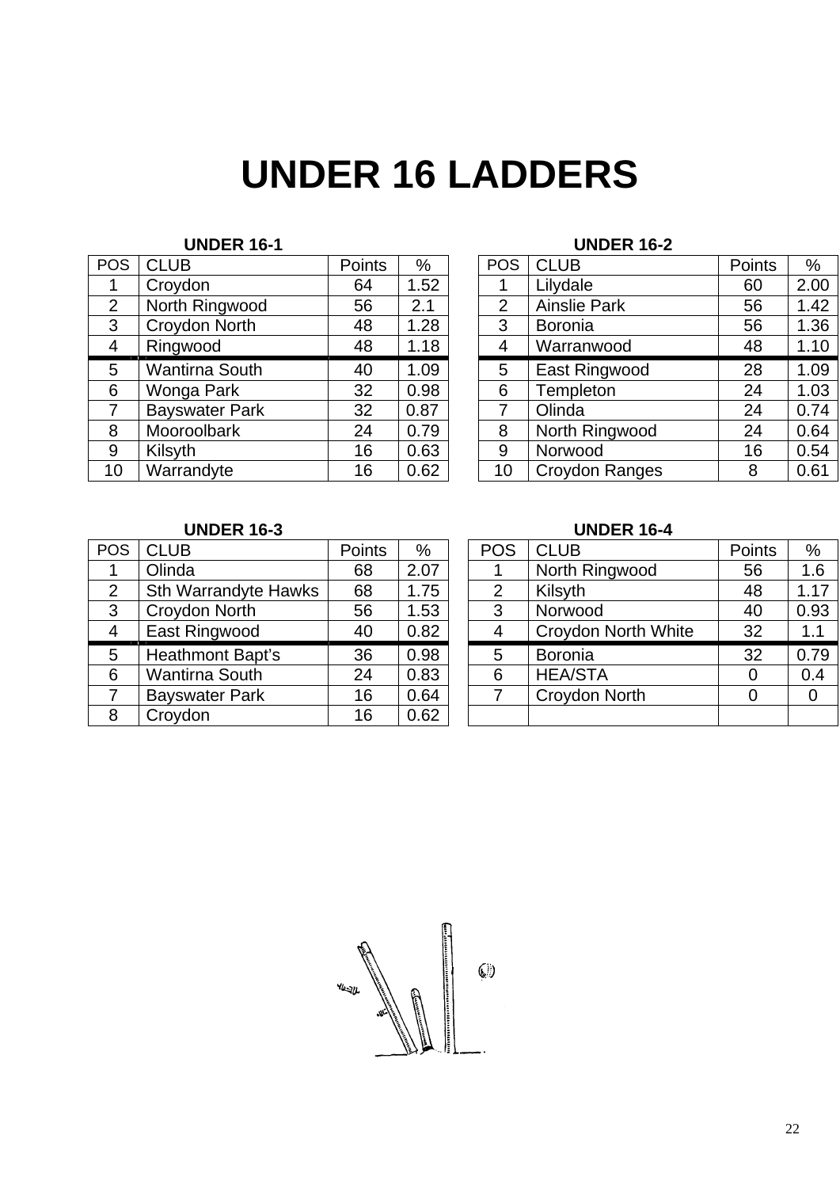# UNDER 16 LADDERS

### UNDER 16-1

| POS | CLUB | Points | % |
|---|---|---|---|
| 1 | Croydon | 64 | 1.52 |
| 2 | North Ringwood | 56 | 2.1 |
| 3 | Croydon North | 48 | 1.28 |
| 4 | Ringwood | 48 | 1.18 |
| 5 | Wantirna South | 40 | 1.09 |
| 6 | Wonga Park | 32 | 0.98 |
| 7 | Bayswater Park | 32 | 0.87 |
| 8 | Mooroolbark | 24 | 0.79 |
| 9 | Kilsyth | 16 | 0.63 |
| 10 | Warrandyte | 16 | 0.62 |

### UNDER 16-2

| POS | CLUB | Points | % |
|---|---|---|---|
| 1 | Lilydale | 60 | 2.00 |
| 2 | Ainslie Park | 56 | 1.42 |
| 3 | Boronia | 56 | 1.36 |
| 4 | Warranwood | 48 | 1.10 |
| 5 | East Ringwood | 28 | 1.09 |
| 6 | Templeton | 24 | 1.03 |
| 7 | Olinda | 24 | 0.74 |
| 8 | North Ringwood | 24 | 0.64 |
| 9 | Norwood | 16 | 0.54 |
| 10 | Croydon Ranges | 8 | 0.61 |

### UNDER 16-3

| POS | CLUB | Points | % |
|---|---|---|---|
| 1 | Olinda | 68 | 2.07 |
| 2 | Sth Warrandyte Hawks | 68 | 1.75 |
| 3 | Croydon North | 56 | 1.53 |
| 4 | East Ringwood | 40 | 0.82 |
| 5 | Heathmont Bapt's | 36 | 0.98 |
| 6 | Wantirna South | 24 | 0.83 |
| 7 | Bayswater Park | 16 | 0.64 |
| 8 | Croydon | 16 | 0.62 |

### UNDER 16-4

| POS | CLUB | Points | % |
|---|---|---|---|
| 1 | North Ringwood | 56 | 1.6 |
| 2 | Kilsyth | 48 | 1.17 |
| 3 | Norwood | 40 | 0.93 |
| 4 | Croydon North White | 32 | 1.1 |
| 5 | Boronia | 32 | 0.79 |
| 6 | HEA/STA | 0 | 0.4 |
| 7 | Croydon North | 0 | 0 |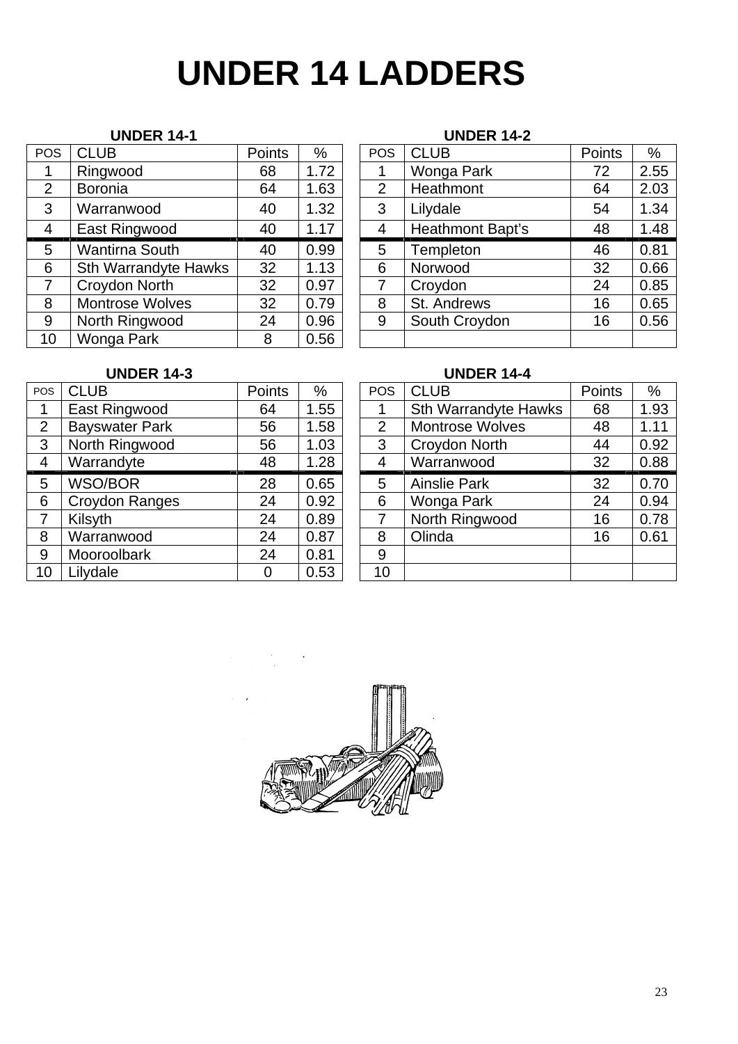# UNDER 14 LADDERS

### UNDER 14-1

| POS | CLUB | Points | % |
|---|---|---|---|
| 1 | Ringwood | 68 | 1.72 |
| 2 | Boronia | 64 | 1.63 |
| 3 | Warranwood | 40 | 1.32 |
| 4 | East Ringwood | 40 | 1.17 |
| 5 | Wantirna South | 40 | 0.99 |
| 6 | Sth Warrandyte Hawks | 32 | 1.13 |
| 7 | Croydon North | 32 | 0.97 |
| 8 | Montrose Wolves | 32 | 0.79 |
| 9 | North Ringwood | 24 | 0.96 |
| 10 | Wonga Park | 8 | 0.56 |

### UNDER 14-2

| POS | CLUB | Points | % |
|---|---|---|---|
| 1 | Wonga Park | 72 | 2.55 |
| 2 | Heathmont | 64 | 2.03 |
| 3 | Lilydale | 54 | 1.34 |
| 4 | Heathmont Bapt's | 48 | 1.48 |
| 5 | Templeton | 46 | 0.81 |
| 6 | Norwood | 32 | 0.66 |
| 7 | Croydon | 24 | 0.85 |
| 8 | St. Andrews | 16 | 0.65 |
| 9 | South Croydon | 16 | 0.56 |
| | | | |

### UNDER 14-3

| POS | CLUB | Points | % |
|---|---|---|---|
| 1 | East Ringwood | 64 | 1.55 |
| 2 | Bayswater Park | 56 | 1.58 |
| 3 | North Ringwood | 56 | 1.03 |
| 4 | Warrandyte | 48 | 1.28 |
| 5 | WSO/BOR | 28 | 0.65 |
| 6 | Croydon Ranges | 24 | 0.92 |
| 7 | Kilsyth | 24 | 0.89 |
| 8 | Warranwood | 24 | 0.87 |
| 9 | Mooroolbark | 24 | 0.81 |
| 10 | Lilydale | 0 | 0.53 |

### UNDER 14-4

| POS | CLUB | Points | % |
|---|---|---|---|
| 1 | Sth Warrandyte Hawks | 68 | 1.93 |
| 2 | Montrose Wolves | 48 | 1.11 |
| 3 | Croydon North | 44 | 0.92 |
| 4 | Warranwood | 32 | 0.88 |
| 5 | Ainslie Park | 32 | 0.70 |
| 6 | Wonga Park | 24 | 0.94 |
| 7 | North Ringwood | 16 | 0.78 |
| 8 | Olinda | 16 | 0.61 |
| 9 | | | |
| 10 | | | |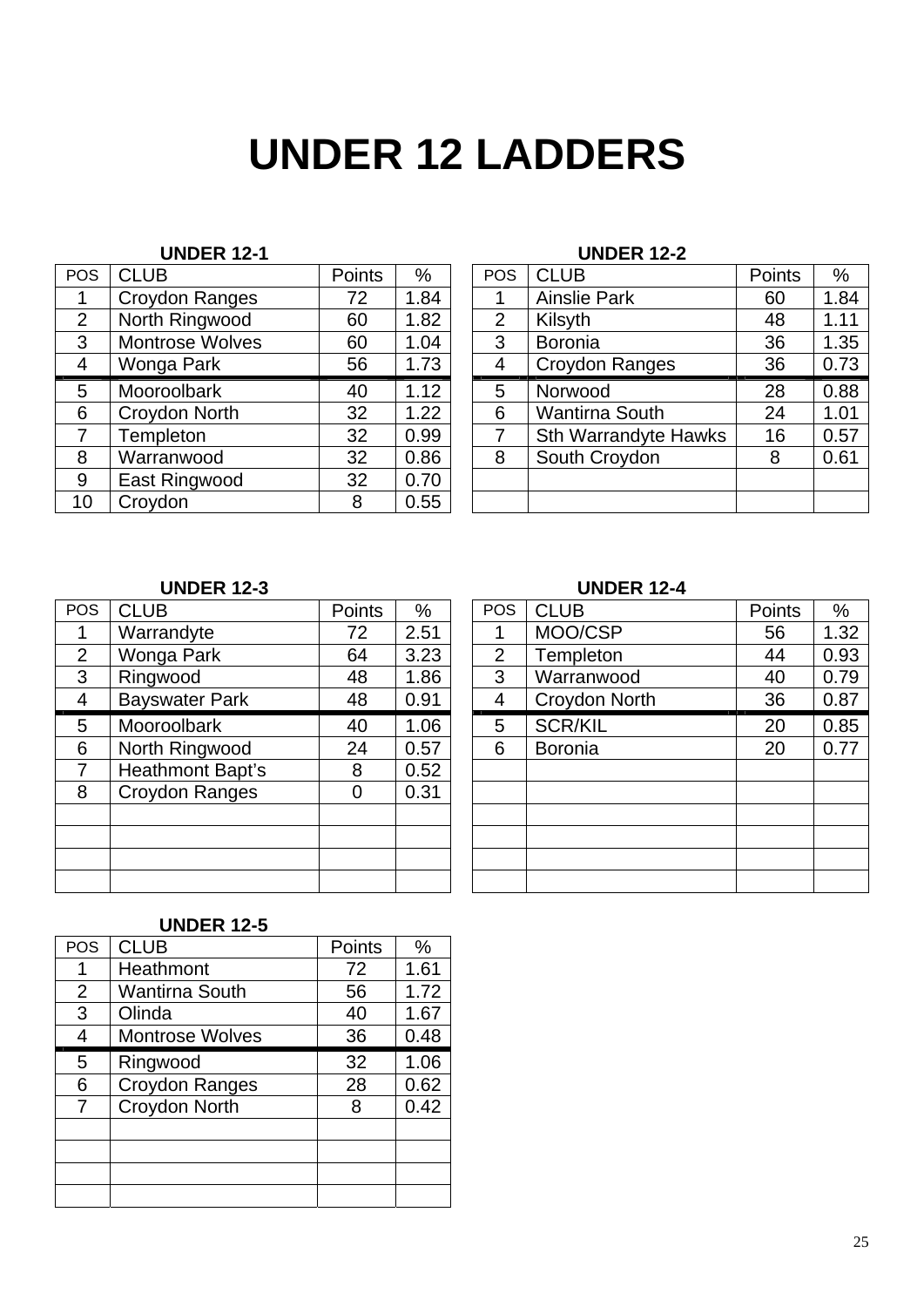# UNDER 12 LADDERS

### UNDER 12-1

| POS | CLUB | Points | % |
|---|---|---|---|
| 1 | Croydon Ranges | 72 | 1.84 |
| 2 | North Ringwood | 60 | 1.82 |
| 3 | Montrose Wolves | 60 | 1.04 |
| 4 | Wonga Park | 56 | 1.73 |
| 5 | Mooroolbark | 40 | 1.12 |
| 6 | Croydon North | 32 | 1.22 |
| 7 | Templeton | 32 | 0.99 |
| 8 | Warranwood | 32 | 0.86 |
| 9 | East Ringwood | 32 | 0.70 |
| 10 | Croydon | 8 | 0.55 |

### UNDER 12-2

| POS | CLUB | Points | % |
|---|---|---|---|
| 1 | Ainslie Park | 60 | 1.84 |
| 2 | Kilsyth | 48 | 1.11 |
| 3 | Boronia | 36 | 1.35 |
| 4 | Croydon Ranges | 36 | 0.73 |
| 5 | Norwood | 28 | 0.88 |
| 6 | Wantirna South | 24 | 1.01 |
| 7 | Sth Warrandyte Hawks | 16 | 0.57 |
| 8 | South Croydon | 8 | 0.61 |

### UNDER 12-3

| POS | CLUB | Points | % |
|---|---|---|---|
| 1 | Warrandyte | 72 | 2.51 |
| 2 | Wonga Park | 64 | 3.23 |
| 3 | Ringwood | 48 | 1.86 |
| 4 | Bayswater Park | 48 | 0.91 |
| 5 | Mooroolbark | 40 | 1.06 |
| 6 | North Ringwood | 24 | 0.57 |
| 7 | Heathmont Bapt's | 8 | 0.52 |
| 8 | Croydon Ranges | 0 | 0.31 |

### UNDER 12-4

| POS | CLUB | Points | % |
|---|---|---|---|
| 1 | MOO/CSP | 56 | 1.32 |
| 2 | Templeton | 44 | 0.93 |
| 3 | Warranwood | 40 | 0.79 |
| 4 | Croydon North | 36 | 0.87 |
| 5 | SCR/KIL | 20 | 0.85 |
| 6 | Boronia | 20 | 0.77 |

### UNDER 12-5

| POS | CLUB | Points | % |
|---|---|---|---|
| 1 | Heathmont | 72 | 1.61 |
| 2 | Wantirna South | 56 | 1.72 |
| 3 | Olinda | 40 | 1.67 |
| 4 | Montrose Wolves | 36 | 0.48 |
| 5 | Ringwood | 32 | 1.06 |
| 6 | Croydon Ranges | 28 | 0.62 |
| 7 | Croydon North | 8 | 0.42 |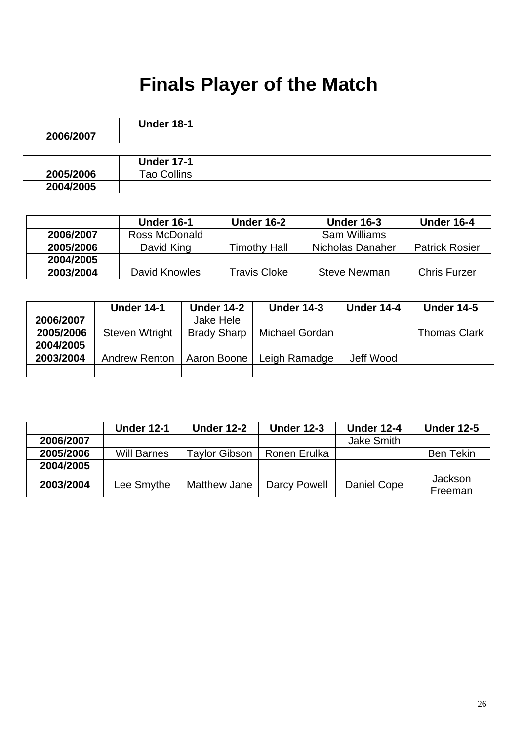# Finals Player of the Match

| | Under 18-1 | | | |
|---|---|---|---|---|
| **2006/2007** | | | | |

| | Under 17-1 | | | |
|---|---|---|---|---|
| **2005/2006** | Tao Collins | | | |
| **2004/2005** | | | | |

| | Under 16-1 | Under 16-2 | Under 16-3 | Under 16-4 |
|---|---|---|---|---|
| **2006/2007** | Ross McDonald | | Sam Williams | |
| **2005/2006** | David King | Timothy Hall | Nicholas Danaher | Patrick Rosier |
| **2004/2005** | | | | |
| **2003/2004** | David Knowles | Travis Cloke | Steve Newman | Chris Furzer |

| | Under 14-1 | Under 14-2 | Under 14-3 | Under 14-4 | Under 14-5 |
|---|---|---|---|---|---|
| **2006/2007** | | Jake Hele | | | |
| **2005/2006** | Steven Wtright | Brady Sharp | Michael Gordan | | Thomas Clark |
| **2004/2005** | | | | | |
| **2003/2004** | Andrew Renton | Aaron Boone | Leigh Ramadge | Jeff Wood | |
| | | | | | |

| | Under 12-1 | Under 12-2 | Under 12-3 | Under 12-4 | Under 12-5 |
|---|---|---|---|---|---|
| **2006/2007** | | | | Jake Smith | |
| **2005/2006** | Will Barnes | Taylor Gibson | Ronen Erulka | | Ben Tekin |
| **2004/2005** | | | | | |
| **2003/2004** | Lee Smythe | Matthew Jane | Darcy Powell | Daniel Cope | Jackson Freeman |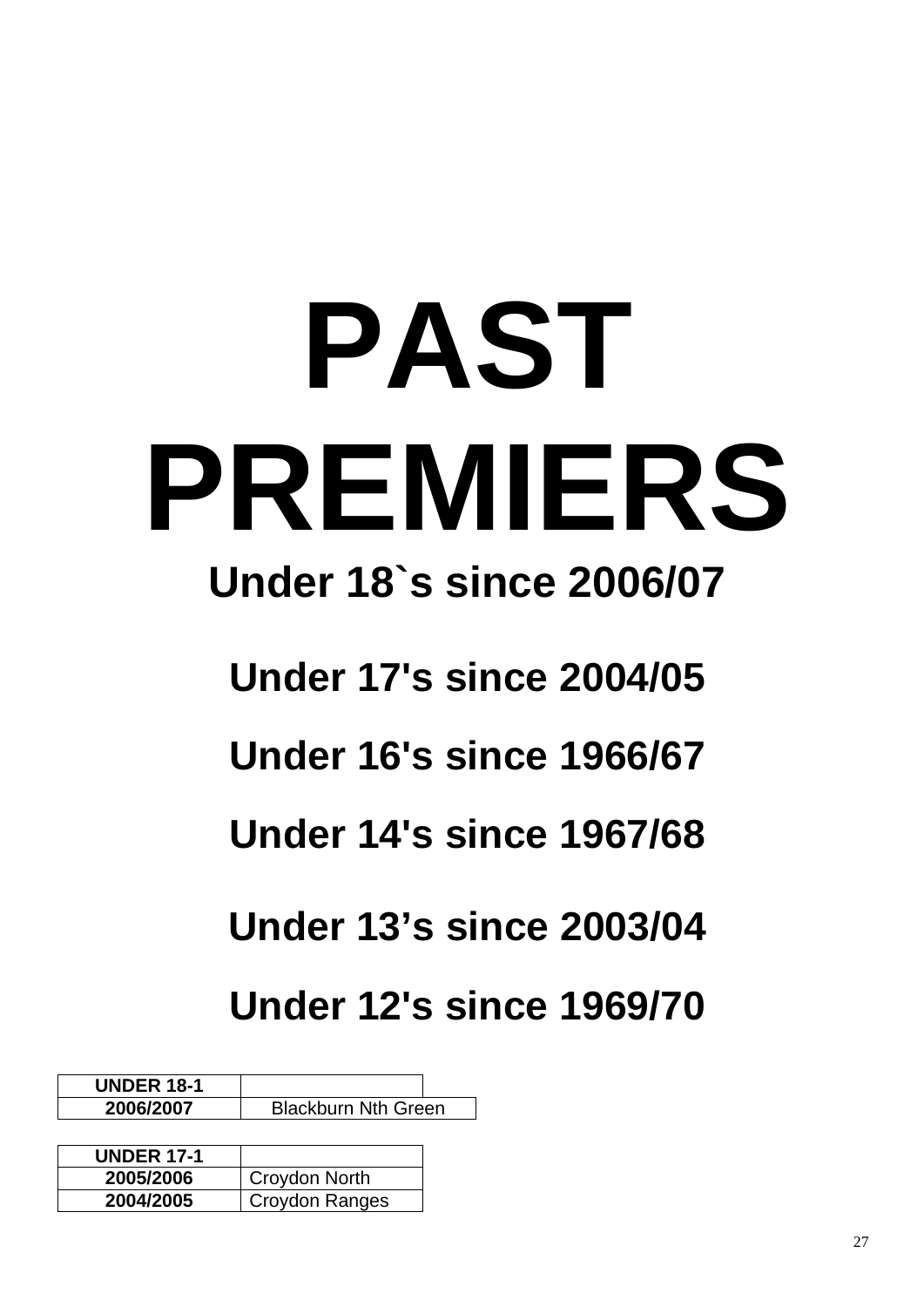# PAST PREMIERS

## Under 18`s since 2006/07

## Under 17's since 2004/05

## Under 16's since 1966/67

## Under 14's since 1967/68

## Under 13’s since 2003/04

## Under 12's since 1969/70

| UNDER 18-1 | |
|---|---|
| 2006/2007 | Blackburn Nth Green |

| UNDER 17-1 | |
|---|---|
| 2005/2006 | Croydon North |
| 2004/2005 | Croydon Ranges |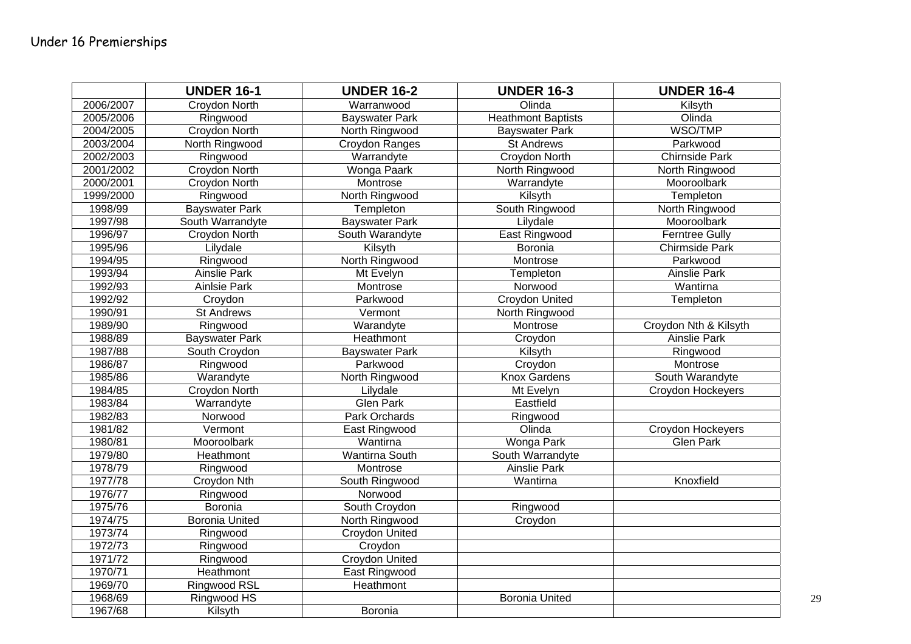# Under 16 Premierships

| | UNDER 16-1 | UNDER 16-2 | UNDER 16-3 | UNDER 16-4 |
|---|---|---|---|---|
| 2006/2007 | Croydon North | Warranwood | Olinda | Kilsyth |
| 2005/2006 | Ringwood | Bayswater Park | Heathmont Baptists | Olinda |
| 2004/2005 | Croydon North | North Ringwood | Bayswater Park | WSO/TMP |
| 2003/2004 | North Ringwood | Croydon Ranges | St Andrews | Parkwood |
| 2002/2003 | Ringwood | Warrandyte | Croydon North | Chirnside Park |
| 2001/2002 | Croydon North | Wonga Paark | North Ringwood | North Ringwood |
| 2000/2001 | Croydon North | Montrose | Warrandyte | Mooroolbark |
| 1999/2000 | Ringwood | North Ringwood | Kilsyth | Templeton |
| 1998/99 | Bayswater Park | Templeton | South Ringwood | North Ringwood |
| 1997/98 | South Warrandyte | Bayswater Park | Lilydale | Mooroolbark |
| 1996/97 | Croydon North | South Warandyte | East Ringwood | Ferntree Gully |
| 1995/96 | Lilydale | Kilsyth | Boronia | Chirmside Park |
| 1994/95 | Ringwood | North Ringwood | Montrose | Parkwood |
| 1993/94 | Ainslie Park | Mt Evelyn | Templeton | Ainslie Park |
| 1992/93 | Ainlsie Park | Montrose | Norwood | Wantirna |
| 1992/92 | Croydon | Parkwood | Croydon United | Templeton |
| 1990/91 | St Andrews | Vermont | North Ringwood | |
| 1989/90 | Ringwood | Warandyte | Montrose | Croydon Nth & Kilsyth |
| 1988/89 | Bayswater Park | Heathmont | Croydon | Ainslie Park |
| 1987/88 | South Croydon | Bayswater Park | Kilsyth | Ringwood |
| 1986/87 | Ringwood | Parkwood | Croydon | Montrose |
| 1985/86 | Warandyte | North Ringwood | Knox Gardens | South Warandyte |
| 1984/85 | Croydon North | Lilydale | Mt Evelyn | Croydon Hockeyers |
| 1983/84 | Warrandyte | Glen Park | Eastfield | |
| 1982/83 | Norwood | Park Orchards | Ringwood | |
| 1981/82 | Vermont | East Ringwood | Olinda | Croydon Hockeyers |
| 1980/81 | Mooroolbark | Wantirna | Wonga Park | Glen Park |
| 1979/80 | Heathmont | Wantirna South | South Warrandyte | |
| 1978/79 | Ringwood | Montrose | Ainslie Park | |
| 1977/78 | Croydon Nth | South Ringwood | Wantirna | Knoxfield |
| 1976/77 | Ringwood | Norwood | | |
| 1975/76 | Boronia | South Croydon | Ringwood | |
| 1974/75 | Boronia United | North Ringwood | Croydon | |
| 1973/74 | Ringwood | Croydon United | | |
| 1972/73 | Ringwood | Croydon | | |
| 1971/72 | Ringwood | Croydon United | | |
| 1970/71 | Heathmont | East Ringwood | | |
| 1969/70 | Ringwood RSL | Heathmont | | |
| 1968/69 | Ringwood HS | | Boronia United | |
| 1967/68 | Kilsyth | Boronia | | |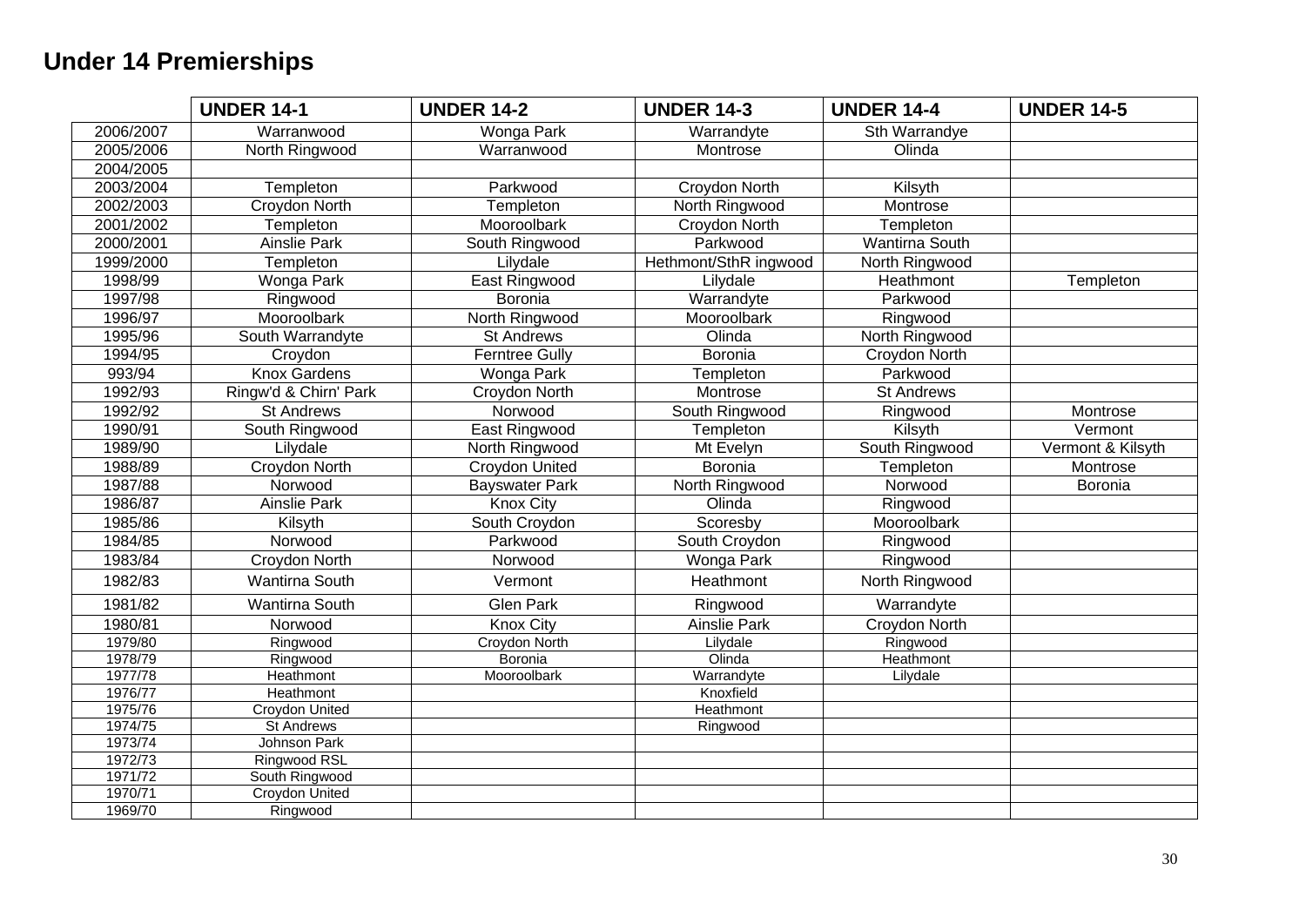# Under 14 Premierships

| | UNDER 14-1 | UNDER 14-2 | UNDER 14-3 | UNDER 14-4 | UNDER 14-5 |
|---|---|---|---|---|---|
| 2006/2007 | Warranwood | Wonga Park | Warrandyte | Sth Warrandye | |
| 2005/2006 | North Ringwood | Warranwood | Montrose | Olinda | |
| 2004/2005 | | | | | |
| 2003/2004 | Templeton | Parkwood | Croydon North | Kilsyth | |
| 2002/2003 | Croydon North | Templeton | North Ringwood | Montrose | |
| 2001/2002 | Templeton | Mooroolbark | Croydon North | Templeton | |
| 2000/2001 | Ainslie Park | South Ringwood | Parkwood | Wantirna South | |
| 1999/2000 | Templeton | Lilydale | Hethmont/SthR ingwood | North Ringwood | |
| 1998/99 | Wonga Park | East Ringwood | Lilydale | Heathmont | Templeton |
| 1997/98 | Ringwood | Boronia | Warrandyte | Parkwood | |
| 1996/97 | Mooroolbark | North Ringwood | Mooroolbark | Ringwood | |
| 1995/96 | South Warrandyte | St Andrews | Olinda | North Ringwood | |
| 1994/95 | Croydon | Ferntree Gully | Boronia | Croydon North | |
| 993/94 | Knox Gardens | Wonga Park | Templeton | Parkwood | |
| 1992/93 | Ringw'd & Chirn' Park | Croydon North | Montrose | St Andrews | |
| 1992/92 | St Andrews | Norwood | South Ringwood | Ringwood | Montrose |
| 1990/91 | South Ringwood | East Ringwood | Templeton | Kilsyth | Vermont |
| 1989/90 | Lilydale | North Ringwood | Mt Evelyn | South Ringwood | Vermont & Kilsyth |
| 1988/89 | Croydon North | Croydon United | Boronia | Templeton | Montrose |
| 1987/88 | Norwood | Bayswater Park | North Ringwood | Norwood | Boronia |
| 1986/87 | Ainslie Park | Knox City | Olinda | Ringwood | |
| 1985/86 | Kilsyth | South Croydon | Scoresby | Mooroolbark | |
| 1984/85 | Norwood | Parkwood | South Croydon | Ringwood | |
| 1983/84 | Croydon North | Norwood | Wonga Park | Ringwood | |
| 1982/83 | Wantirna South | Vermont | Heathmont | North Ringwood | |
| 1981/82 | Wantirna South | Glen Park | Ringwood | Warrandyte | |
| 1980/81 | Norwood | Knox City | Ainslie Park | Croydon North | |
| 1979/80 | Ringwood | Croydon North | Lilydale | Ringwood | |
| 1978/79 | Ringwood | Boronia | Olinda | Heathmont | |
| 1977/78 | Heathmont | Mooroolbark | Warrandyte | Lilydale | |
| 1976/77 | Heathmont | | Knoxfield | | |
| 1975/76 | Croydon United | | Heathmont | | |
| 1974/75 | St Andrews | | Ringwood | | |
| 1973/74 | Johnson Park | | | | |
| 1972/73 | Ringwood RSL | | | | |
| 1971/72 | South Ringwood | | | | |
| 1970/71 | Croydon United | | | | |
| 1969/70 | Ringwood | | | | |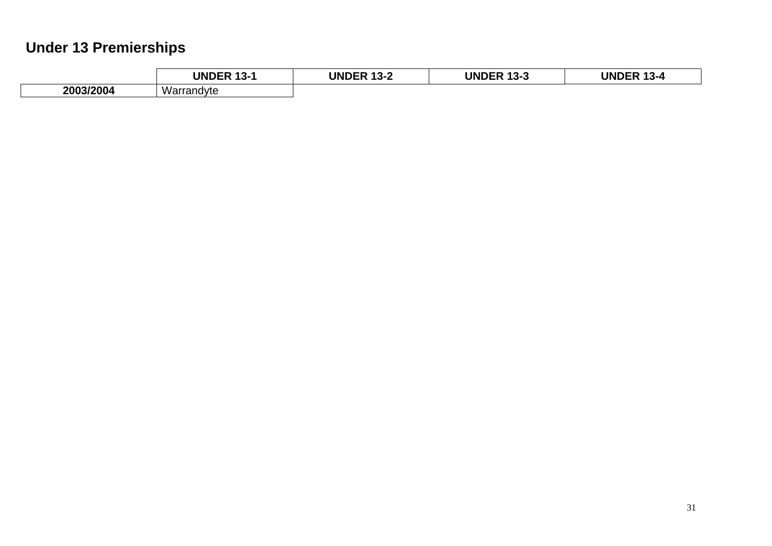## Under 13 Premierships

| | UNDER 13-1 | UNDER 13-2 | UNDER 13-3 | UNDER 13-4 |
|---|---|---|---|---|
| 2003/2004 | Warrandyte | | | |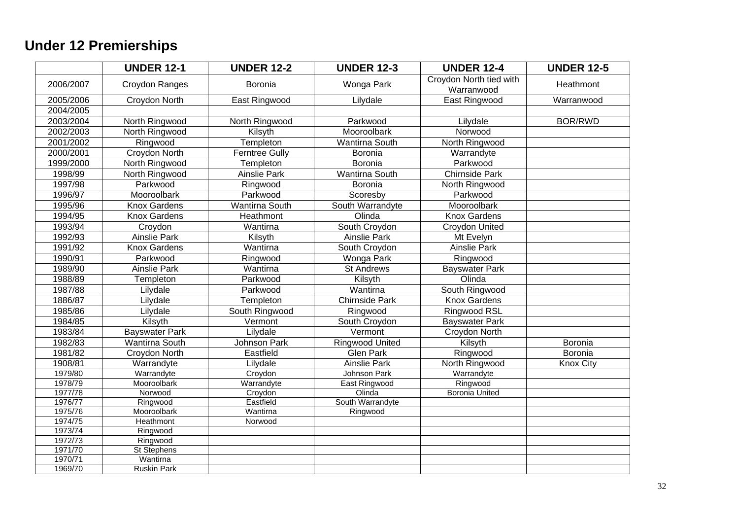## Under 12 Premierships

| | UNDER 12-1 | UNDER 12-2 | UNDER 12-3 | UNDER 12-4 | UNDER 12-5 |
|---|---|---|---|---|---|
| 2006/2007 | Croydon Ranges | Boronia | Wonga Park | Croydon North tied with Warranwood | Heathmont |
| 2005/2006 | Croydon North | East Ringwood | Lilydale | East Ringwood | Warranwood |
| 2004/2005 | | | | | |
| 2003/2004 | North Ringwood | North Ringwood | Parkwood | Lilydale | BOR/RWD |
| 2002/2003 | North Ringwood | Kilsyth | Mooroolbark | Norwood | |
| 2001/2002 | Ringwood | Templeton | Wantirna South | North Ringwood | |
| 2000/2001 | Croydon North | Ferntree Gully | Boronia | Warrandyte | |
| 1999/2000 | North Ringwood | Templeton | Boronia | Parkwood | |
| 1998/99 | North Ringwood | Ainslie Park | Wantirna South | Chirnside Park | |
| 1997/98 | Parkwood | Ringwood | Boronia | North Ringwood | |
| 1996/97 | Mooroolbark | Parkwood | Scoresby | Parkwood | |
| 1995/96 | Knox Gardens | Wantirna South | South Warrandyte | Mooroolbark | |
| 1994/95 | Knox Gardens | Heathmont | Olinda | Knox Gardens | |
| 1993/94 | Croydon | Wantirna | South Croydon | Croydon United | |
| 1992/93 | Ainslie Park | Kilsyth | Ainslie Park | Mt Evelyn | |
| 1991/92 | Knox Gardens | Wantirna | South Croydon | Ainslie Park | |
| 1990/91 | Parkwood | Ringwood | Wonga Park | Ringwood | |
| 1989/90 | Ainslie Park | Wantirna | St Andrews | Bayswater Park | |
| 1988/89 | Templeton | Parkwood | Kilsyth | Olinda | |
| 1987/88 | Lilydale | Parkwood | Wantirna | South Ringwood | |
| 1886/87 | Lilydale | Templeton | Chirnside Park | Knox Gardens | |
| 1985/86 | Lilydale | South Ringwood | Ringwood | Ringwood RSL | |
| 1984/85 | Kilsyth | Vermont | South Croydon | Bayswater Park | |
| 1983/84 | Bayswater Park | Lilydale | Vermont | Croydon North | |
| 1982/83 | Wantirna South | Johnson Park | Ringwood United | Kilsyth | Boronia |
| 1981/82 | Croydon North | Eastfield | Glen Park | Ringwood | Boronia |
| 1908/81 | Warrandyte | Lilydale | Ainslie Park | North Ringwood | Knox City |
| 1979/80 | Warrandyte | Croydon | Johnson Park | Warrandyte | |
| 1978/79 | Mooroolbark | Warrandyte | East Ringwood | Ringwood | |
| 1977/78 | Norwood | Croydon | Olinda | Boronia United | |
| 1976/77 | Ringwood | Eastfield | South Warrandyte | | |
| 1975/76 | Mooroolbark | Wantirna | Ringwood | | |
| 1974/75 | Heathmont | Norwood | | | |
| 1973/74 | Ringwood | | | | |
| 1972/73 | Ringwood | | | | |
| 1971/70 | St Stephens | | | | |
| 1970/71 | Wantirna | | | | |
| 1969/70 | Ruskin Park | | | | |